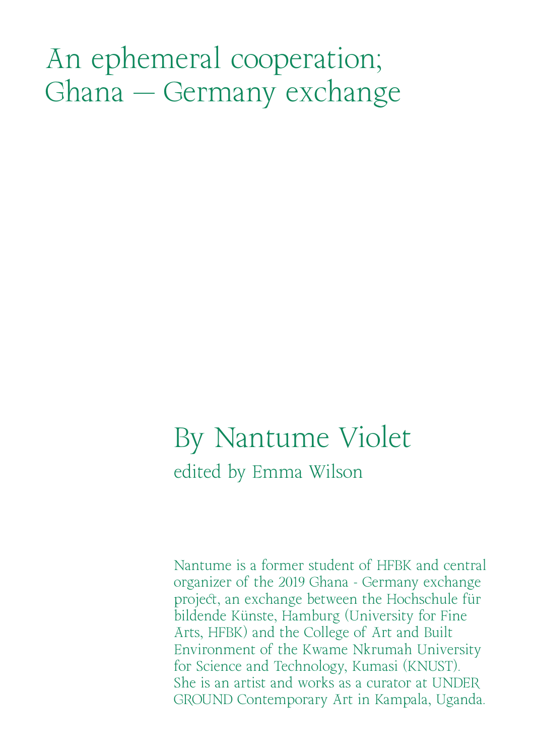# An ephemeral cooperation; Ghana — Germany exchange

## By Nantume Violet

edited by Emma Wilson

Nantume is a former student of HFBK and central organizer of the 2019 Ghana - Germany exchange project, an exchange between the Hochschule für bildende Künste, Hamburg (University for Fine Arts, HFBK) and the College of Art and Built Environment of the Kwame Nkrumah University for Science and Technology, Kumasi (KNUST). She is an artist and works as a curator at UNDER GROUND Contemporary Art in Kampala, Uganda.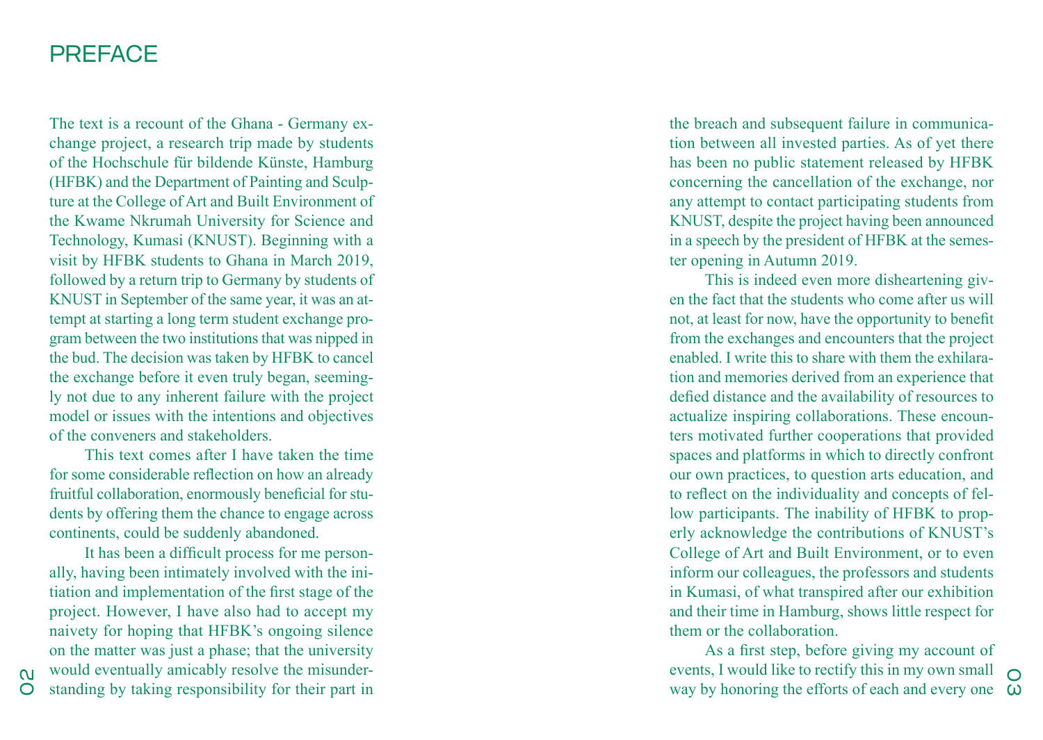# PREFACE

The text is a recount of the Ghana - Germany exchange project, a research trip made by students of the Hochschule für bildende Künste, Hamburg (HFBK) and the Department of Painting and Sculpture at the College of Art and Built Environment of the Kwame Nkrumah University for Science and Technology, Kumasi (KNUST). Beginning with a visit by HFBK students to Ghana in March 2019, followed by a return trip to Germany by students of KNUST in September of the same year, it was an attempt at starting a long term student exchange program between the two institutions that was nipped in the bud. The decision was taken by HFBK to cancel the exchange before it even truly began, seemingly not due to any inherent failure with the project model or issues with the intentions and objectives of the conveners and stakeholders.

This text comes after I have taken the time for some considerable reflection on how an already fruitful collaboration, enormously beneficial for students by offering them the chance to engage across continents, could be suddenly abandoned.

It has been a difficult process for me personally, having been intimately involved with the initiation and implementation of the first stage of the project. However, I have also had to accept my naivety for hoping that HFBK's ongoing silence on the matter was just a phase; that the university would eventually amicably resolve the misunderstanding by taking responsibility for their part in the breach and subsequent failure in communication between all invested parties. As of yet there has been no public statement released by HFBK concerning the cancellation of the exchange, nor any attempt to contact participating students from KNUST, despite the project having been announced in a speech by the president of HFBK at the semester opening in Autumn 2019.

This is indeed even more disheartening given the fact that the students who come after us will not, at least for now, have the opportunity to benefit from the exchanges and encounters that the project enabled. I write this to share with them the exhilaration and memories derived from an experience that defied distance and the availability of resources to actualize inspiring collaborations. These encounters motivated further cooperations that provided spaces and platforms in which to directly confront our own practices, to question arts education, and to reflect on the individuality and concepts of fellow participants. The inability of HFBK to properly acknowledge the contributions of KNUST's College of Art and Built Environment, or to even inform our colleagues, the professors and students in Kumasi, of what transpired after our exhibition and their time in Hamburg, shows little respect for them or the collaboration.

As a first step, before giving my account of events, I would like to rectify this in my own small way by honoring the efforts of each and every one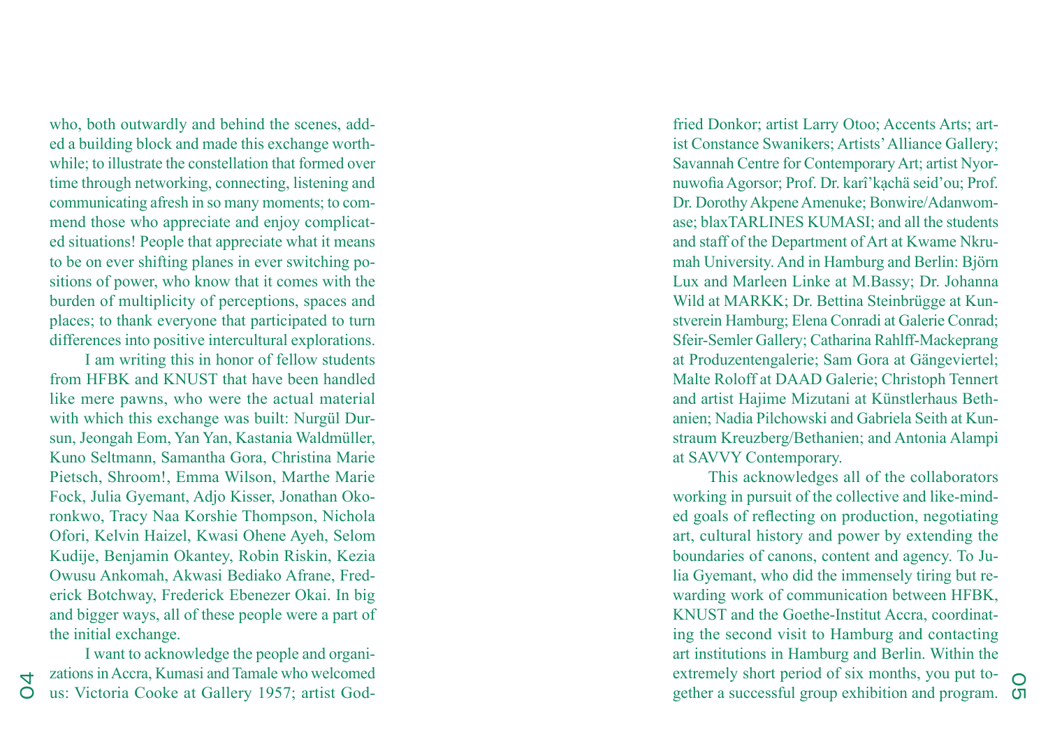who, both outwardly and behind the scenes, added a building block and made this exchange worthwhile; to illustrate the constellation that formed over time through networking, connecting, listening and communicating afresh in so many moments; to commend those who appreciate and enjoy complicated situations! People that appreciate what it means to be on ever shifting planes in ever switching positions of power, who know that it comes with the burden of multiplicity of perceptions, spaces and places; to thank everyone that participated to turn differences into positive intercultural explorations.

I am writing this in honor of fellow students from HFBK and KNUST that have been handled like mere pawns, who were the actual material with which this exchange was built: Nurgül Dursun, Jeongah Eom, Yan Yan, Kastania Waldmüller, Kuno Seltmann, Samantha Gora, Christina Marie Pietsch, Shroom!, Emma Wilson, Marthe Marie Fock, Julia Gyemant, Adjo Kisser, Jonathan Okoronkwo, Tracy Naa Korshie Thompson, Nichola Ofori, Kelvin Haizel, Kwasi Ohene Ayeh, Selom Kudije, Benjamin Okantey, Robin Riskin, Kezia Owusu Ankomah, Akwasi Bediako Afrane, Frederick Botchway, Frederick Ebenezer Okai. In big and bigger ways, all of these people were a part of the initial exchange.

I want to acknowledge the people and organizations in Accra, Kumasi and Tamale who welcomed us: Victoria Cooke at Gallery 1957; artist Godfried Donkor; artist Larry Otoo; Accents Arts; artist Constance Swanikers; Artists' Alliance Gallery; Savannah Centre for Contemporary Art; artist Nyornuwofia Agorsor; Prof. Dr. karî'kạchä seid'ou; Prof. Dr. Dorothy Akpene Amenuke; Bonwire/Adanwomase; blaxTARLINES KUMASI; and all the students and staff of the Department of Art at Kwame Nkrumah University. And in Hamburg and Berlin: Björn Lux and Marleen Linke at M.Bassy; Dr. Johanna Wild at MARKK; Dr. Bettina Steinbrügge at Kunstverein Hamburg; Elena Conradi at Galerie Conrad; Sfeir-Semler Gallery; Catharina Rahlff-Mackeprang at Produzentengalerie; Sam Gora at Gängeviertel; Malte Roloff at DAAD Galerie; Christoph Tennert and artist Hajime Mizutani at Künstlerhaus Bethanien; Nadia Pilchowski and Gabriela Seith at Kunstraum Kreuzberg/Bethanien; and Antonia Alampi at SAVVY Contemporary.

This acknowledges all of the collaborators working in pursuit of the collective and like-minded goals of reflecting on production, negotiating art, cultural history and power by extending the boundaries of canons, content and agency. To Julia Gyemant, who did the immensely tiring but rewarding work of communication between HFBK, KNUST and the Goethe-Institut Accra, coordinating the second visit to Hamburg and contacting art institutions in Hamburg and Berlin. Within the extremely short period of six months, you put together a successful group exhibition and program.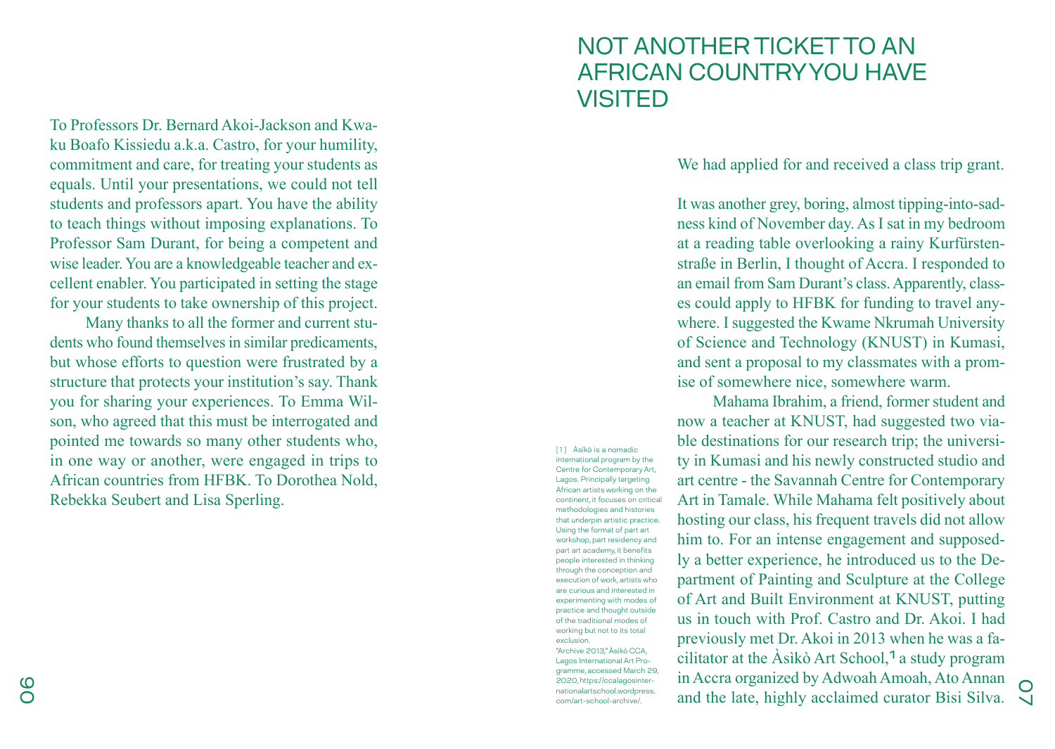To Professors Dr. Bernard Akoi-Jackson and Kwaku Boafo Kissiedu a.k.a. Castro, for your humility, commitment and care, for treating your students as equals. Until your presentations, we could not tell students and professors apart. You have the ability to teach things without imposing explanations. To Professor Sam Durant, for being a competent and wise leader. You are a knowledgeable teacher and excellent enabler. You participated in setting the stage for your students to take ownership of this project.

Many thanks to all the former and current students who found themselves in similar predicaments, but whose efforts to question were frustrated by a structure that protects your institution's say. Thank you for sharing your experiences. To Emma Wilson, who agreed that this must be interrogated and pointed me towards so many other students who, in one way or another, were engaged in trips to African countries from HFBK. To Dorothea Nold, Rebekka Seubert and Lisa Sperling.

# NOT ANOTHER TICKET TO AN AFRICAN COUNTRY YOU HAVE VISITED

We had applied for and received a class trip grant.

It was another grey, boring, almost tipping-into-sadness kind of November day. As I sat in my bedroom at a reading table overlooking a rainy Kurfürstenstraße in Berlin, I thought of Accra. I responded to an email from Sam Durant's class. Apparently, classes could apply to HFBK for funding to travel anywhere. I suggested the Kwame Nkrumah University of Science and Technology (KNUST) in Kumasi, and sent a proposal to my classmates with a promise of somewhere nice, somewhere warm.

Mahama Ibrahim, a friend, former student and now a teacher at KNUST, had suggested two viable destinations for our research trip; the university in Kumasi and his newly constructed studio and art centre - the Savannah Centre for Contemporary Art in Tamale. While Mahama felt positively about hosting our class, his frequent travels did not allow him to. For an intense engagement and supposedly a better experience, he introduced us to the Department of Painting and Sculpture at the College of Art and Built Environment at KNUST, putting us in touch with Prof. Castro and Dr. Akoi. I had previously met Dr. Akoi in 2013 when he was a facilitator at the Àsìkò Art School,[1] a study program in Accra organized by Adwoah Amoah, Ato Annan and the late, highly acclaimed curator Bisi Silva.

[1] Àsìkò is a nomadic international program by the Centre for Contemporary Art, Lagos. Principally targeting African artists working on the continent, it focuses on critical methodologies and histories that underpin artistic practice. Using the format of part art workshop, part residency and part art academy, it benefits people interested in thinking through the conception and execution of work, artists who are curious and interested in experimenting with modes of practice and thought outside of the traditional modes of working but not to its total exclusion.
"Archive 2013," Àsìkò CCA, Lagos International Art Programme, accessed March 29, 2020, https://ccalagosinternationalartschool.wordpress.com/art-school-archive/.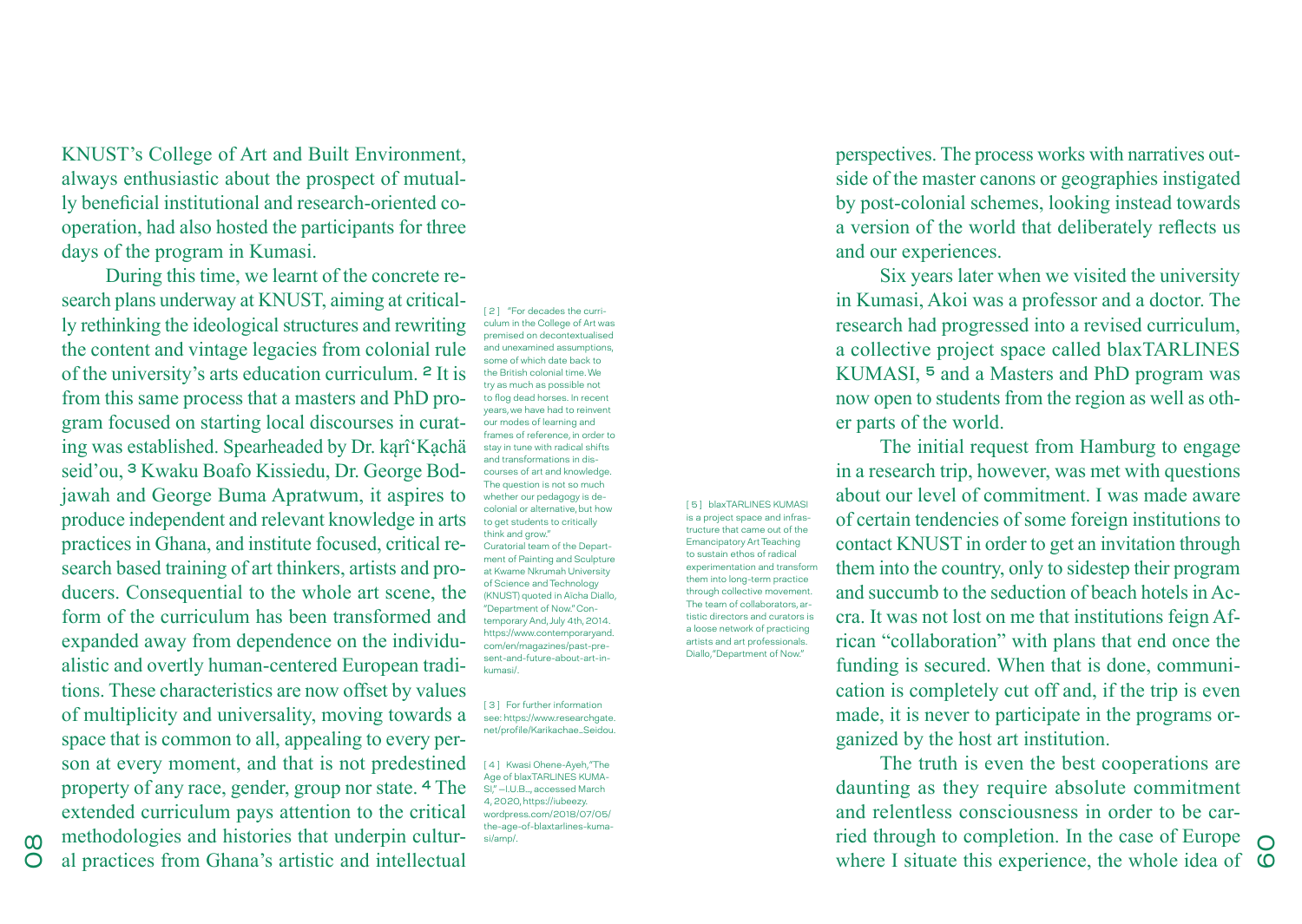KNUST's College of Art and Built Environment, always enthusiastic about the prospect of mutually beneficial institutional and research-oriented cooperation, had also hosted the participants for three days of the program in Kumasi.

During this time, we learnt of the concrete research plans underway at KNUST, aiming at critically rethinking the ideological structures and rewriting the content and vintage legacies from colonial rule of the university's arts education curriculum. [2] It is from this same process that a masters and PhD program focused on starting local discourses in curating was established. Spearheaded by Dr. kąrî'Kạchä seid'ou, [3] Kwaku Boafo Kissiedu, Dr. George Bodjawah and George Buma Apratwum, it aspires to produce independent and relevant knowledge in arts practices in Ghana, and institute focused, critical research based training of art thinkers, artists and producers. Consequential to the whole art scene, the form of the curriculum has been transformed and expanded away from dependence on the individualistic and overtly human-centered European traditions. These characteristics are now offset by values of multiplicity and universality, moving towards a space that is common to all, appealing to every person at every moment, and that is not predestined property of any race, gender, group nor state. [4] The extended curriculum pays attention to the critical methodologies and histories that underpin cultural practices from Ghana's artistic and intellectual perspectives. The process works with narratives outside of the master canons or geographies instigated by post-colonial schemes, looking instead towards a version of the world that deliberately reflects us and our experiences.

Six years later when we visited the university in Kumasi, Akoi was a professor and a doctor. The research had progressed into a revised curriculum, a collective project space called blaxTARLINES KUMASI, [5] and a Masters and PhD program was now open to students from the region as well as other parts of the world.

The initial request from Hamburg to engage in a research trip, however, was met with questions about our level of commitment. I was made aware of certain tendencies of some foreign institutions to contact KNUST in order to get an invitation through them into the country, only to sidestep their program and succumb to the seduction of beach hotels in Accra. It was not lost on me that institutions feign African "collaboration" with plans that end once the funding is secured. When that is done, communication is completely cut off and, if the trip is even made, it is never to participate in the programs organized by the host art institution.

The truth is even the best cooperations are daunting as they require absolute commitment and relentless consciousness in order to be carried through to completion. In the case of Europe where I situate this experience, the whole idea of

[2] "For decades the curriculum in the College of Art was premised on decontextualised and unexamined assumptions, some of which date back to the British colonial time. We try as much as possible not to flog dead horses. In recent years, we have had to reinvent our modes of learning and frames of reference, in order to stay in tune with radical shifts and transformations in discourses of art and knowledge. The question is not so much whether our pedagogy is decolonial or alternative, but how to get students to critically think and grow." Curatorial team of the Department of Painting and Sculpture at Kwame Nkrumah University of Science and Technology (KNUST) quoted in Aïcha Diallo, "Department of Now." Contemporary And, July 4th, 2014. https://www.contemporaryand.com/en/magazines/past-present-and-future-about-art-in-kumasi/.

[3] For further information see: https://www.researchgate.net/profile/Karikachae_Seidou.

[4] Kwasi Ohene-Ayeh, "The Age of blaxTARLINES KUMASI," —I.U.B.., accessed March 4, 2020, https://iubeezy.wordpress.com/2018/07/05/the-age-of-blaxtarlines-kumasi/amp/.

[5] blaxTARLINES KUMASI is a project space and infrastructure that came out of the Emancipatory Art Teaching to sustain ethos of radical experimentation and transform them into long-term practice through collective movement. The team of collaborators, artistic directors and curators is a loose network of practicing artists and art professionals. Diallo, "Department of Now."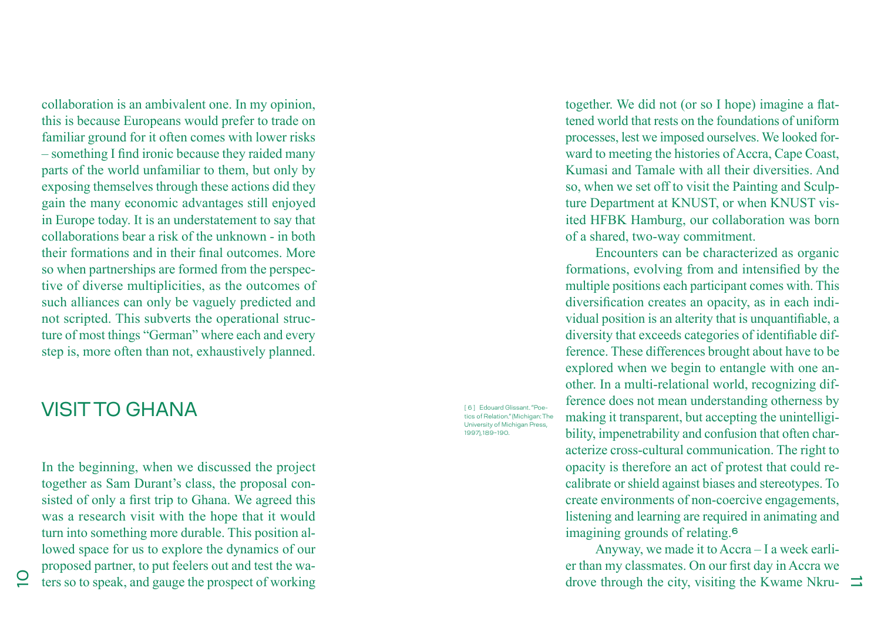collaboration is an ambivalent one. In my opinion, this is because Europeans would prefer to trade on familiar ground for it often comes with lower risks – something I find ironic because they raided many parts of the world unfamiliar to them, but only by exposing themselves through these actions did they gain the many economic advantages still enjoyed in Europe today. It is an understatement to say that collaborations bear a risk of the unknown - in both their formations and in their final outcomes. More so when partnerships are formed from the perspective of diverse multiplicities, as the outcomes of such alliances can only be vaguely predicted and not scripted. This subverts the operational structure of most things "German" where each and every step is, more often than not, exhaustively planned.

## VISIT TO GHANA

In the beginning, when we discussed the project together as Sam Durant's class, the proposal consisted of only a first trip to Ghana. We agreed this was a research visit with the hope that it would turn into something more durable. This position allowed space for us to explore the dynamics of our proposed partner, to put feelers out and test the waters so to speak, and gauge the prospect of working together. We did not (or so I hope) imagine a flattened world that rests on the foundations of uniform processes, lest we imposed ourselves. We looked forward to meeting the histories of Accra, Cape Coast, Kumasi and Tamale with all their diversities. And so, when we set off to visit the Painting and Sculpture Department at KNUST, or when KNUST visited HFBK Hamburg, our collaboration was born of a shared, two-way commitment.

Encounters can be characterized as organic formations, evolving from and intensified by the multiple positions each participant comes with. This diversification creates an opacity, as in each individual position is an alterity that is unquantifiable, a diversity that exceeds categories of identifiable difference. These differences brought about have to be explored when we begin to entangle with one another. In a multi-relational world, recognizing difference does not mean understanding otherness by making it transparent, but accepting the unintelligibility, impenetrability and confusion that often characterize cross-cultural communication. The right to opacity is therefore an act of protest that could recalibrate or shield against biases and stereotypes. To create environments of non-coercive engagements, listening and learning are required in animating and imagining grounds of relating.[6]

Anyway, we made it to Accra – I a week earlier than my classmates. On our first day in Accra we drove through the city, visiting the Kwame Nkru-

[6] Edouard Glissant. "Poetics of Relation." (Michigan: The University of Michigan Press, 1997), 189–190.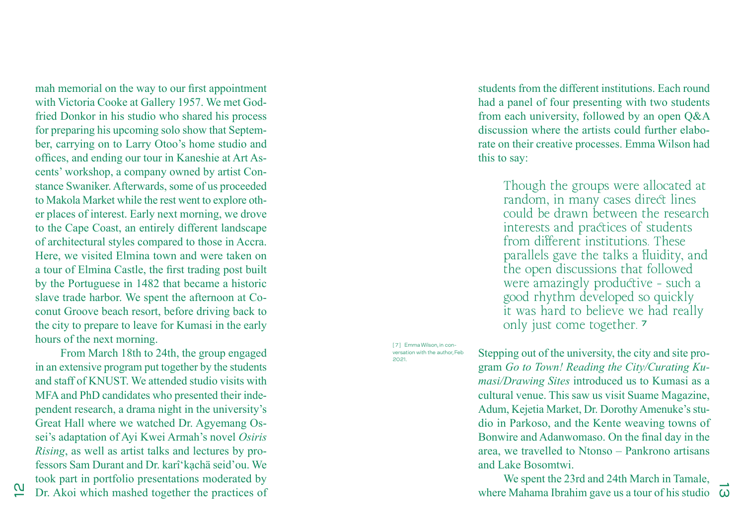mah memorial on the way to our first appointment with Victoria Cooke at Gallery 1957. We met Godfried Donkor in his studio who shared his process for preparing his upcoming solo show that September, carrying on to Larry Otoo's home studio and offices, and ending our tour in Kaneshie at Art Ascents' workshop, a company owned by artist Constance Swaniker. Afterwards, some of us proceeded to Makola Market while the rest went to explore other places of interest. Early next morning, we drove to the Cape Coast, an entirely different landscape of architectural styles compared to those in Accra. Here, we visited Elmina town and were taken on a tour of Elmina Castle, the first trading post built by the Portuguese in 1482 that became a historic slave trade harbor. We spent the afternoon at Coconut Groove beach resort, before driving back to the city to prepare to leave for Kumasi in the early hours of the next morning.

From March 18th to 24th, the group engaged in an extensive program put together by the students and staff of KNUST. We attended studio visits with MFA and PhD candidates who presented their independent research, a drama night in the university's Great Hall where we watched Dr. Agyemang Ossei's adaptation of Ayi Kwei Armah's novel *Osiris Rising*, as well as artist talks and lectures by professors Sam Durant and Dr. karî'kạchä seid'ou. We took part in portfolio presentations moderated by Dr. Akoi which mashed together the practices of students from the different institutions. Each round had a panel of four presenting with two students from each university, followed by an open Q&A discussion where the artists could further elaborate on their creative processes. Emma Wilson had this to say:

> Though the groups were allocated at random, in many cases direct lines could be drawn between the research interests and practices of students from different institutions. These parallels gave the talks a fluidity, and the open discussions that followed were amazingly productive - such a good rhythm developed so quickly it was hard to believe we had really only just come together. [7]

[7] Emma Wilson, in conversation with the author, Feb 2021.

Stepping out of the university, the city and site program *Go to Town! Reading the City/Curating Kumasi/Drawing Sites* introduced us to Kumasi as a cultural venue. This saw us visit Suame Magazine, Adum, Kejetia Market, Dr. Dorothy Amenuke's studio in Parkoso, and the Kente weaving towns of Bonwire and Adanwomaso. On the final day in the area, we travelled to Ntonso – Pankrono artisans and Lake Bosomtwi.

We spent the 23rd and 24th March in Tamale, where Mahama Ibrahim gave us a tour of his studio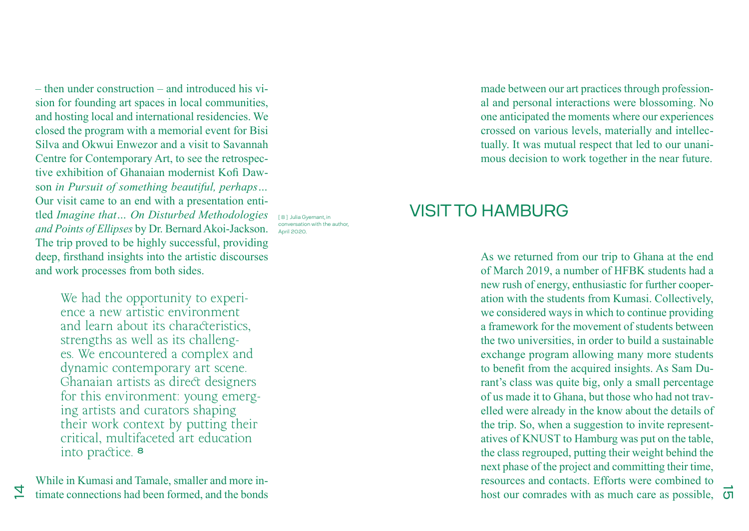– then under construction – and introduced his vision for founding art spaces in local communities, and hosting local and international residencies. We closed the program with a memorial event for Bisi Silva and Okwui Enwezor and a visit to Savannah Centre for Contemporary Art, to see the retrospective exhibition of Ghanaian modernist Kofi Dawson *in Pursuit of something beautiful, perhaps…* Our visit came to an end with a presentation entitled *Imagine that… On Disturbed Methodologies and Points of Ellipses* by Dr. Bernard Akoi-Jackson. The trip proved to be highly successful, providing deep, firsthand insights into the artistic discourses and work processes from both sides.

> We had the opportunity to experience a new artistic environment and learn about its characteristics, strengths as well as its challenges. We encountered a complex and dynamic contemporary art scene. Ghanaian artists as direct designers for this environment: young emerging artists and curators shaping their work context by putting their critical, multifaceted art education into practice. [8]

[ 8 ] Julia Gyemant, in conversation with the author, April 2020.

While in Kumasi and Tamale, smaller and more intimate connections had been formed, and the bonds made between our art practices through professional and personal interactions were blossoming. No one anticipated the moments where our experiences crossed on various levels, materially and intellectually. It was mutual respect that led to our unanimous decision to work together in the near future.

## VISIT TO HAMBURG

As we returned from our trip to Ghana at the end of March 2019, a number of HFBK students had a new rush of energy, enthusiastic for further cooperation with the students from Kumasi. Collectively, we considered ways in which to continue providing a framework for the movement of students between the two universities, in order to build a sustainable exchange program allowing many more students to benefit from the acquired insights. As Sam Durant's class was quite big, only a small percentage of us made it to Ghana, but those who had not travelled were already in the know about the details of the trip. So, when a suggestion to invite representatives of KNUST to Hamburg was put on the table, the class regrouped, putting their weight behind the next phase of the project and committing their time, resources and contacts. Efforts were combined to host our comrades with as much care as possible,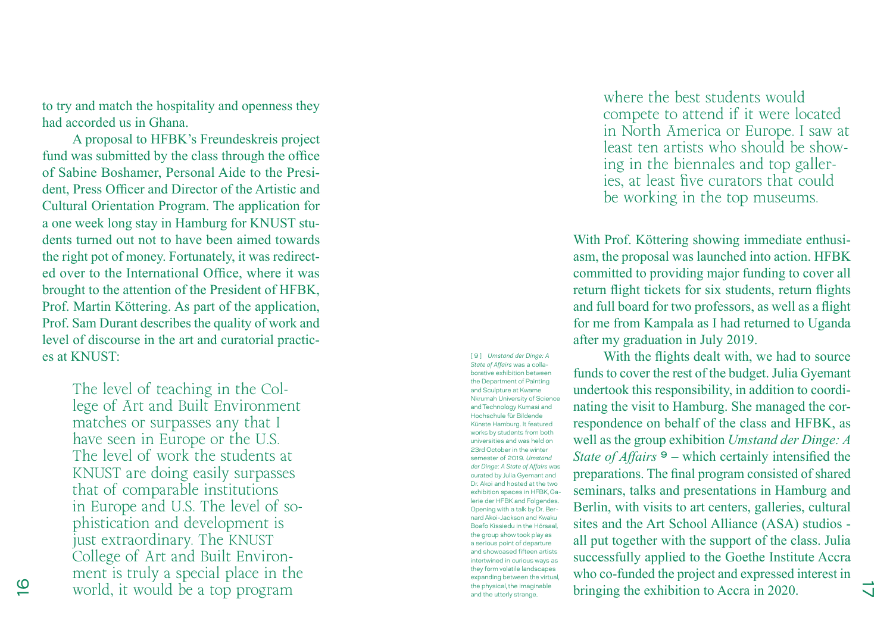to try and match the hospitality and openness they had accorded us in Ghana.

A proposal to HFBK's Freundeskreis project fund was submitted by the class through the office of Sabine Boshamer, Personal Aide to the President, Press Officer and Director of the Artistic and Cultural Orientation Program. The application for a one week long stay in Hamburg for KNUST students turned out not to have been aimed towards the right pot of money. Fortunately, it was redirected over to the International Office, where it was brought to the attention of the President of HFBK, Prof. Martin Köttering. As part of the application, Prof. Sam Durant describes the quality of work and level of discourse in the art and curatorial practices at KNUST:

> The level of teaching in the College of Art and Built Environment matches or surpasses any that I have seen in Europe or the U.S. The level of work the students at KNUST are doing easily surpasses that of comparable institutions in Europe and U.S. The level of sophistication and development is just extraordinary. The KNUST College of Art and Built Environment is truly a special place in the world, it would be a top program where the best students would compete to attend if it were located in North America or Europe. I saw at least ten artists who should be showing in the biennales and top galleries, at least five curators that could be working in the top museums.

With Prof. Köttering showing immediate enthusiasm, the proposal was launched into action. HFBK committed to providing major funding to cover all return flight tickets for six students, return flights and full board for two professors, as well as a flight for me from Kampala as I had returned to Uganda after my graduation in July 2019.

With the flights dealt with, we had to source funds to cover the rest of the budget. Julia Gyemant undertook this responsibility, in addition to coordinating the visit to Hamburg. She managed the correspondence on behalf of the class and HFBK, as well as the group exhibition *Umstand der Dinge: A State of Affairs* [9] – which certainly intensified the preparations. The final program consisted of shared seminars, talks and presentations in Hamburg and Berlin, with visits to art centers, galleries, cultural sites and the Art School Alliance (ASA) studios - all put together with the support of the class. Julia successfully applied to the Goethe Institute Accra who co-funded the project and expressed interest in bringing the exhibition to Accra in 2020.

[9] *Umstand der Dinge: A State of Affairs* was a collaborative exhibition between the Department of Painting and Sculpture at Kwame Nkrumah University of Science and Technology Kumasi and Hochschule für Bildende Künste Hamburg. It featured works by students from both universities and was held on 23rd October in the winter semester of 2019. *Umstand der Dinge: A State of Affairs* was curated by Julia Gyemant and Dr. Akoi and hosted at the two exhibition spaces in HFBK, Galerie der HFBK and Folgendes. Opening with a talk by Dr. Bernard Akoi-Jackson and Kwaku Boafo Kissiedu in the Hörsaal, the group show took play as a serious point of departure and showcased fifteen artists intertwined in curious ways as they form volatile landscapes expanding between the virtual, the physical, the imaginable and the utterly strange.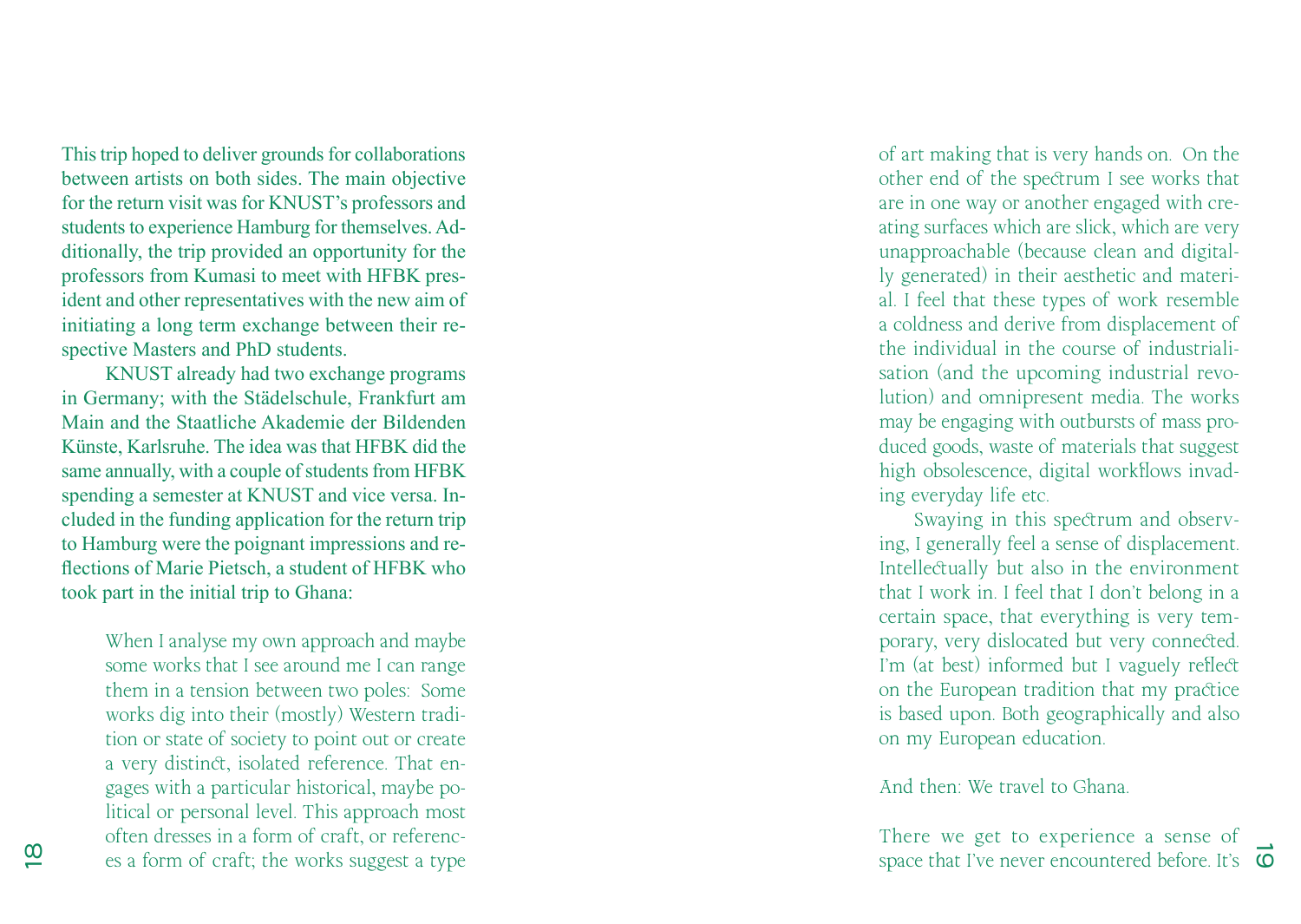This trip hoped to deliver grounds for collaborations between artists on both sides. The main objective for the return visit was for KNUST's professors and students to experience Hamburg for themselves. Additionally, the trip provided an opportunity for the professors from Kumasi to meet with HFBK president and other representatives with the new aim of initiating a long term exchange between their respective Masters and PhD students.

KNUST already had two exchange programs in Germany; with the Städelschule, Frankfurt am Main and the Staatliche Akademie der Bildenden Künste, Karlsruhe. The idea was that HFBK did the same annually, with a couple of students from HFBK spending a semester at KNUST and vice versa. Included in the funding application for the return trip to Hamburg were the poignant impressions and reflections of Marie Pietsch, a student of HFBK who took part in the initial trip to Ghana:

> When I analyse my own approach and maybe some works that I see around me I can range them in a tension between two poles: Some works dig into their (mostly) Western tradition or state of society to point out or create a very distinct, isolated reference. That engages with a particular historical, maybe political or personal level. This approach most often dresses in a form of craft, or references a form of craft; the works suggest a type of art making that is very hands on. On the other end of the spectrum I see works that are in one way or another engaged with creating surfaces which are slick, which are very unapproachable (because clean and digitally generated) in their aesthetic and material. I feel that these types of work resemble a coldness and derive from displacement of the individual in the course of industrialisation (and the upcoming industrial revolution) and omnipresent media. The works may be engaging with outbursts of mass produced goods, waste of materials that suggest high obsolescence, digital workflows invading everyday life etc.
>
> Swaying in this spectrum and observing, I generally feel a sense of displacement. Intellectually but also in the environment that I work in. I feel that I don't belong in a certain space, that everything is very temporary, very dislocated but very connected. I'm (at best) informed but I vaguely reflect on the European tradition that my practice is based upon. Both geographically and also on my European education.
>
> And then: We travel to Ghana.
>
> There we get to experience a sense of space that I've never encountered before. It's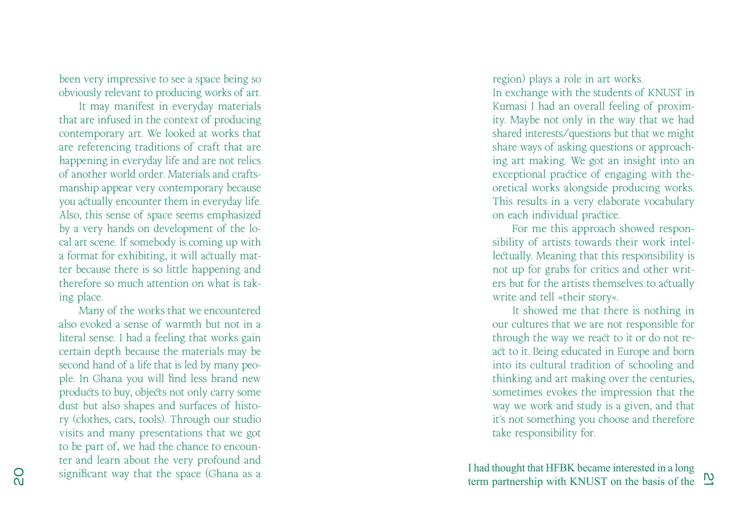been very impressive to see a space being so obviously relevant to producing works of art.

It may manifest in everyday materials that are infused in the context of producing contemporary art. We looked at works that are referencing traditions of craft that are happening in everyday life and are not relics of another world order. Materials and craftsmanship appear very contemporary because you actually encounter them in everyday life. Also, this sense of space seems emphasized by a very hands on development of the local art scene. If somebody is coming up with a format for exhibiting, it will actually matter because there is so little happening and therefore so much attention on what is taking place.

Many of the works that we encountered also evoked a sense of warmth but not in a literal sense. I had a feeling that works gain certain depth because the materials may be second hand of a life that is led by many people. In Ghana you will find less brand new products to buy, objects not only carry some dust but also shapes and surfaces of history (clothes, cars, tools). Through our studio visits and many presentations that we got to be part of, we had the chance to encounter and learn about the very profound and significant way that the space (Ghana as a region) plays a role in art works.

In exchange with the students of KNUST in Kumasi I had an overall feeling of proximity. Maybe not only in the way that we had shared interests/questions but that we might share ways of asking questions or approaching art making. We got an insight into an exceptional practice of engaging with theoretical works alongside producing works. This results in a very elaborate vocabulary on each individual practice.

For me this approach showed responsibility of artists towards their work intellectually. Meaning that this responsibility is not up for grabs for critics and other writers but for the artists themselves to actually write and tell »their story«.

It showed me that there is nothing in our cultures that we are not responsible for through the way we react to it or do not react to it. Being educated in Europe and born into its cultural tradition of schooling and thinking and art making over the centuries, sometimes evokes the impression that the way we work and study is a given, and that it's not something you choose and therefore take responsibility for.

I had thought that HFBK became interested in a long term partnership with KNUST on the basis of the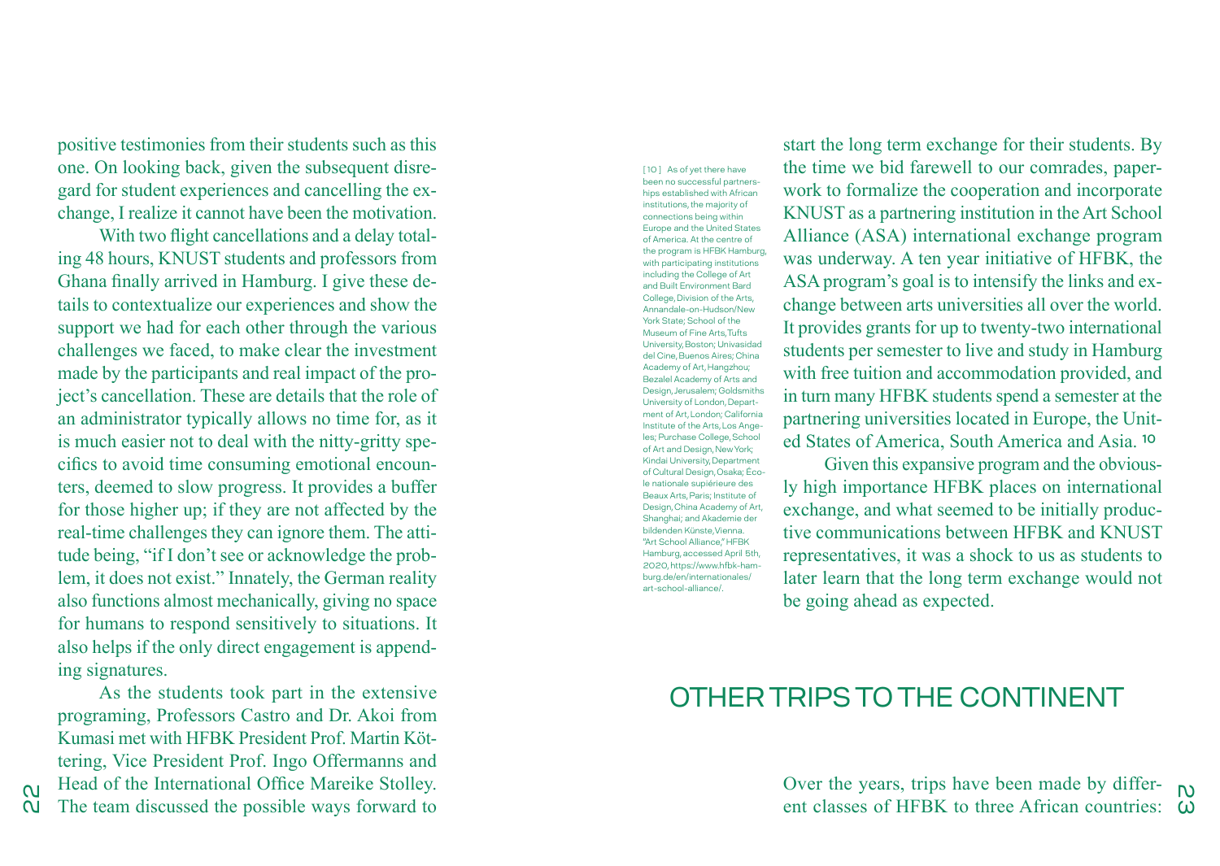positive testimonies from their students such as this one. On looking back, given the subsequent disregard for student experiences and cancelling the exchange, I realize it cannot have been the motivation.

With two flight cancellations and a delay totaling 48 hours, KNUST students and professors from Ghana finally arrived in Hamburg. I give these details to contextualize our experiences and show the support we had for each other through the various challenges we faced, to make clear the investment made by the participants and real impact of the project's cancellation. These are details that the role of an administrator typically allows no time for, as it is much easier not to deal with the nitty-gritty specifics to avoid time consuming emotional encounters, deemed to slow progress. It provides a buffer for those higher up; if they are not affected by the real-time challenges they can ignore them. The attitude being, "if I don't see or acknowledge the problem, it does not exist." Innately, the German reality also functions almost mechanically, giving no space for humans to respond sensitively to situations. It also helps if the only direct engagement is appending signatures.

As the students took part in the extensive programing, Professors Castro and Dr. Akoi from Kumasi met with HFBK President Prof. Martin Köttering, Vice President Prof. Ingo Offermanns and Head of the International Office Mareike Stolley. The team discussed the possible ways forward to start the long term exchange for their students. By the time we bid farewell to our comrades, paperwork to formalize the cooperation and incorporate KNUST as a partnering institution in the Art School Alliance (ASA) international exchange program was underway. A ten year initiative of HFBK, the ASA program's goal is to intensify the links and exchange between arts universities all over the world. It provides grants for up to twenty-two international students per semester to live and study in Hamburg with free tuition and accommodation provided, and in turn many HFBK students spend a semester at the partnering universities located in Europe, the United States of America, South America and Asia. [10]

Given this expansive program and the obviously high importance HFBK places on international exchange, and what seemed to be initially productive communications between HFBK and KNUST representatives, it was a shock to us as students to later learn that the long term exchange would not be going ahead as expected.

[10] As of yet there have been no successful partnerships established with African institutions, the majority of connections being within Europe and the United States of America. At the centre of the program is HFBK Hamburg, with participating institutions including the College of Art and Built Environment Bard College, Division of the Arts, Annandale-on-Hudson/New York State; School of the Museum of Fine Arts, Tufts University, Boston; Univasidad del Cine, Buenos Aires; China Academy of Art, Hangzhou; Bezalel Academy of Arts and Design, Jerusalem; Goldsmiths University of London, Department of Art, London; California Institute of the Arts, Los Angeles; Purchase College, School of Art and Design, New York; Kindai University, Department of Cultural Design, Osaka; École nationale supiérieure des Beaux Arts, Paris; Institute of Design, China Academy of Art, Shanghai; and Akademie der bildenden Künste, Vienna. "Art School Alliance," HFBK Hamburg, accessed April 5th, 2020, https://www.hfbk-hamburg.de/en/internationales/art-school-alliance/.

## OTHER TRIPS TO THE CONTINENT

Over the years, trips have been made by different classes of HFBK to three African countries: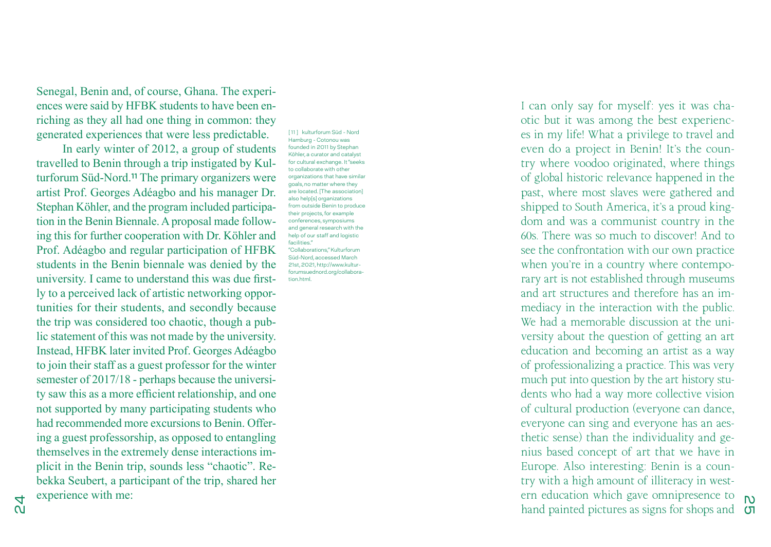Senegal, Benin and, of course, Ghana. The experiences were said by HFBK students to have been enriching as they all had one thing in common: they generated experiences that were less predictable.

In early winter of 2012, a group of students travelled to Benin through a trip instigated by Kulturforum Süd-Nord.[11] The primary organizers were artist Prof. Georges Adéagbo and his manager Dr. Stephan Köhler, and the program included participation in the Benin Biennale. A proposal made following this for further cooperation with Dr. Köhler and Prof. Adéagbo and regular participation of HFBK students in the Benin biennale was denied by the university. I came to understand this was due firstly to a perceived lack of artistic networking opportunities for their students, and secondly because the trip was considered too chaotic, though a public statement of this was not made by the university. Instead, HFBK later invited Prof. Georges Adéagbo to join their staff as a guest professor for the winter semester of 2017/18 - perhaps because the university saw this as a more efficient relationship, and one not supported by many participating students who had recommended more excursions to Benin. Offering a guest professorship, as opposed to entangling themselves in the extremely dense interactions implicit in the Benin trip, sounds less "chaotic". Rebekka Seubert, a participant of the trip, shared her experience with me:

[11] kulturforum Süd - Nord Hamburg - Cotonou was founded in 2011 by Stephan Köhler, a curator and catalyst for cultural exchange. It "seeks to collaborate with other organizations that have similar goals, no matter where they are located. [The association] also help[s] organizations from outside Benin to produce their projects, for example conferences, symposiums and general research with the help of our staff and logistic facilities." "Collaborations," Kulturforum Süd-Nord, accessed March 21st, 2021, http://www.kulturforumsuednord.org/collaboration.html.

I can only say for myself: yes it was chaotic but it was among the best experiences in my life! What a privilege to travel and even do a project in Benin! It's the country where voodoo originated, where things of global historic relevance happened in the past, where most slaves were gathered and shipped to South America, it's a proud kingdom and was a communist country in the 60s. There was so much to discover! And to see the confrontation with our own practice when you're in a country where contemporary art is not established through museums and art structures and therefore has an immediacy in the interaction with the public. We had a memorable discussion at the university about the question of getting an art education and becoming an artist as a way of professionalizing a practice. This was very much put into question by the art history students who had a way more collective vision of cultural production (everyone can dance, everyone can sing and everyone has an aesthetic sense) than the individuality and genius based concept of art that we have in Europe. Also interesting: Benin is a country with a high amount of illiteracy in western education which gave omnipresence to hand painted pictures as signs for shops and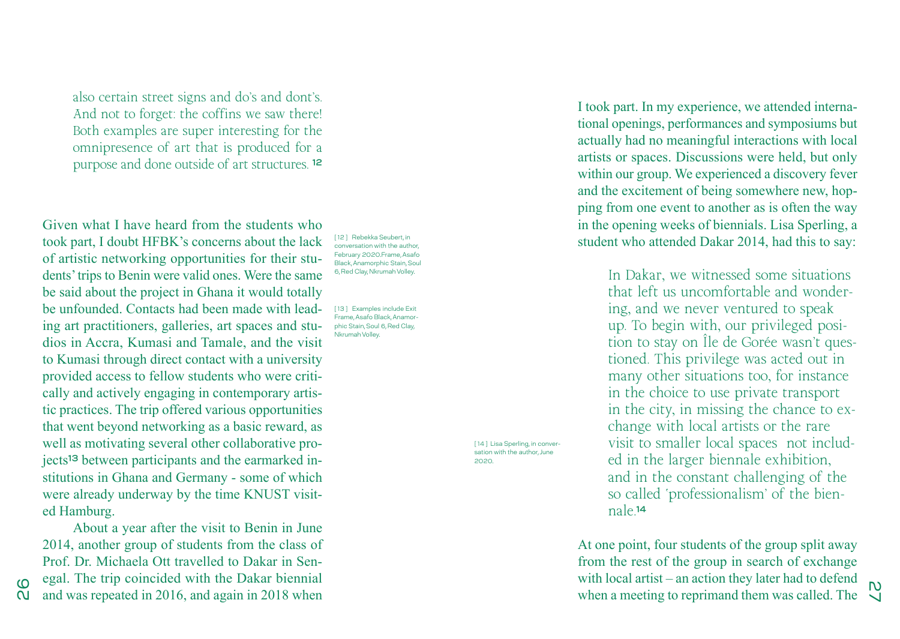also certain street signs and do's and dont's. And not to forget: the coffins we saw there! Both examples are super interesting for the omnipresence of art that is produced for a purpose and done outside of art structures. [12]

Given what I have heard from the students who took part, I doubt HFBK's concerns about the lack of artistic networking opportunities for their students' trips to Benin were valid ones. Were the same be said about the project in Ghana it would totally be unfounded. Contacts had been made with leading art practitioners, galleries, art spaces and studios in Accra, Kumasi and Tamale, and the visit to Kumasi through direct contact with a university provided access to fellow students who were critically and actively engaging in contemporary artistic practices. The trip offered various opportunities that went beyond networking as a basic reward, as well as motivating several other collaborative projects[13] between participants and the earmarked institutions in Ghana and Germany - some of which were already underway by the time KNUST visited Hamburg.

About a year after the visit to Benin in June 2014, another group of students from the class of Prof. Dr. Michaela Ott travelled to Dakar in Senegal. The trip coincided with the Dakar biennial and was repeated in 2016, and again in 2018 when I took part. In my experience, we attended international openings, performances and symposiums but actually had no meaningful interactions with local artists or spaces. Discussions were held, but only within our group. We experienced a discovery fever and the excitement of being somewhere new, hopping from one event to another as is often the way in the opening weeks of biennials. Lisa Sperling, a student who attended Dakar 2014, had this to say:

> In Dakar, we witnessed some situations that left us uncomfortable and wondering, and we never ventured to speak up. To begin with, our privileged position to stay on Île de Gorée wasn't questioned. This privilege was acted out in many other situations too, for instance in the choice to use private transport in the city, in missing the chance to exchange with local artists or the rare visit to smaller local spaces not included in the larger biennale exhibition, and in the constant challenging of the so called 'professionalism' of the biennale.[14]

At one point, four students of the group split away from the rest of the group in search of exchange with local artist – an action they later had to defend when a meeting to reprimand them was called. The

[12] Rebekka Seubert, in conversation with the author, February 2020.Frame, Asafo Black, Anamorphic Stain, Soul 6, Red Clay, Nkrumah Volley.

[13] Examples include Exit Frame, Asafo Black, Anamorphic Stain, Soul 6, Red Clay, Nkrumah Volley.

[14] Lisa Sperling, in conversation with the author, June 2020.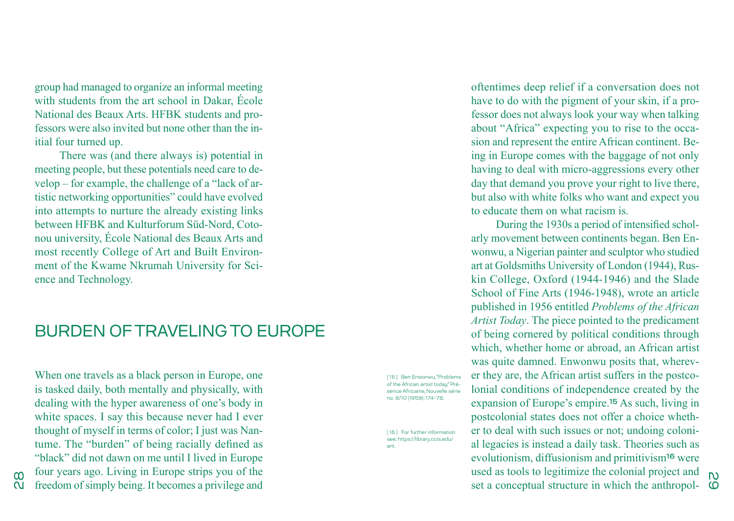group had managed to organize an informal meeting with students from the art school in Dakar, École National des Beaux Arts. HFBK students and professors were also invited but none other than the initial four turned up.

There was (and there always is) potential in meeting people, but these potentials need care to develop – for example, the challenge of a "lack of artistic networking opportunities" could have evolved into attempts to nurture the already existing links between HFBK and Kulturforum Süd-Nord, Cotonou university, École National des Beaux Arts and most recently College of Art and Built Environment of the Kwame Nkrumah University for Science and Technology.

## BURDEN OF TRAVELING TO EUROPE

When one travels as a black person in Europe, one is tasked daily, both mentally and physically, with dealing with the hyper awareness of one's body in white spaces. I say this because never had I ever thought of myself in terms of color; I just was Nantume. The "burden" of being racially defined as "black" did not dawn on me until I lived in Europe four years ago. Living in Europe strips you of the freedom of simply being. It becomes a privilege and oftentimes deep relief if a conversation does not have to do with the pigment of your skin, if a professor does not always look your way when talking about "Africa" expecting you to rise to the occasion and represent the entire African continent. Being in Europe comes with the baggage of not only having to deal with micro-aggressions every other day that demand you prove your right to live there, but also with white folks who want and expect you to educate them on what racism is.

During the 1930s a period of intensified scholarly movement between continents began. Ben Enwonwu, a Nigerian painter and sculptor who studied art at Goldsmiths University of London (1944), Ruskin College, Oxford (1944-1946) and the Slade School of Fine Arts (1946-1948), wrote an article published in 1956 entitled *Problems of the African Artist Today*. The piece pointed to the predicament of being cornered by political conditions through which, whether home or abroad, an African artist was quite damned. Enwonwu posits that, wherever they are, the African artist suffers in the postcolonial conditions of independence created by the expansion of Europe's empire.[15] As such, living in postcolonial states does not offer a choice whether to deal with such issues or not; undoing colonial legacies is instead a daily task. Theories such as evolutionism, diffusionism and primitivism[16] were used as tools to legitimize the colonial project and set a conceptual structure in which the anthropol-

[15] Ben Enwonwu, "Problems of the African artist today," Présence Africaine, Nouvelle série no. 8/10 (1959): 174-78.

[16] For further information see: https://library.ccis.edu/ant.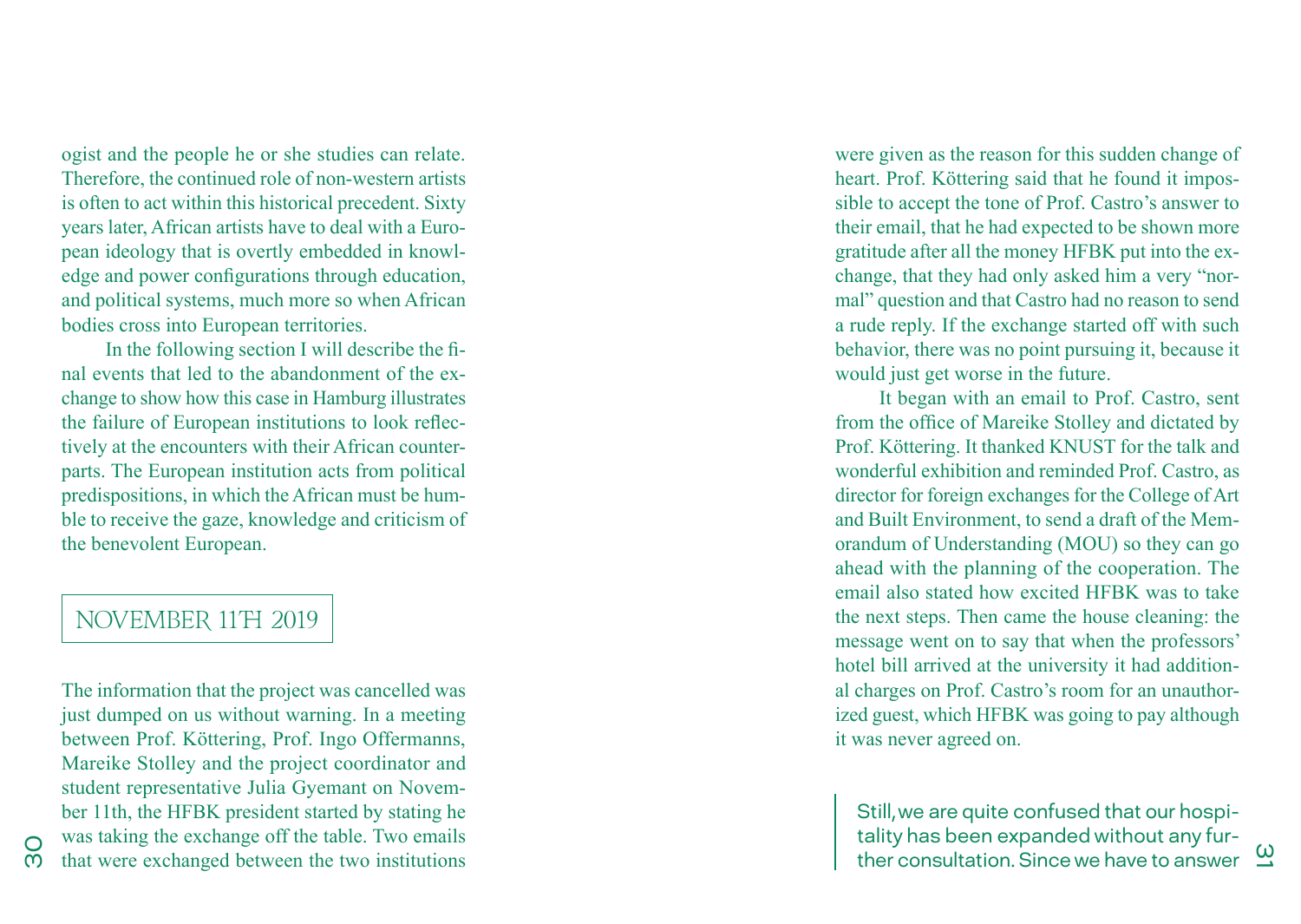ogist and the people he or she studies can relate. Therefore, the continued role of non-western artists is often to act within this historical precedent. Sixty years later, African artists have to deal with a European ideology that is overtly embedded in knowledge and power configurations through education, and political systems, much more so when African bodies cross into European territories.

In the following section I will describe the final events that led to the abandonment of the exchange to show how this case in Hamburg illustrates the failure of European institutions to look reflectively at the encounters with their African counterparts. The European institution acts from political predispositions, in which the African must be humble to receive the gaze, knowledge and criticism of the benevolent European.

## NOVEMBER 11TH 2019

The information that the project was cancelled was just dumped on us without warning. In a meeting between Prof. Köttering, Prof. Ingo Offermanns, Mareike Stolley and the project coordinator and student representative Julia Gyemant on November 11th, the HFBK president started by stating he was taking the exchange off the table. Two emails that were exchanged between the two institutions were given as the reason for this sudden change of heart. Prof. Köttering said that he found it impossible to accept the tone of Prof. Castro's answer to their email, that he had expected to be shown more gratitude after all the money HFBK put into the exchange, that they had only asked him a very "normal" question and that Castro had no reason to send a rude reply. If the exchange started off with such behavior, there was no point pursuing it, because it would just get worse in the future.

It began with an email to Prof. Castro, sent from the office of Mareike Stolley and dictated by Prof. Köttering. It thanked KNUST for the talk and wonderful exhibition and reminded Prof. Castro, as director for foreign exchanges for the College of Art and Built Environment, to send a draft of the Memorandum of Understanding (MOU) so they can go ahead with the planning of the cooperation. The email also stated how excited HFBK was to take the next steps. Then came the house cleaning: the message went on to say that when the professors' hotel bill arrived at the university it had additional charges on Prof. Castro's room for an unauthorized guest, which HFBK was going to pay although it was never agreed on.

> Still, we are quite confused that our hospitality has been expanded without any further consultation. Since we have to answer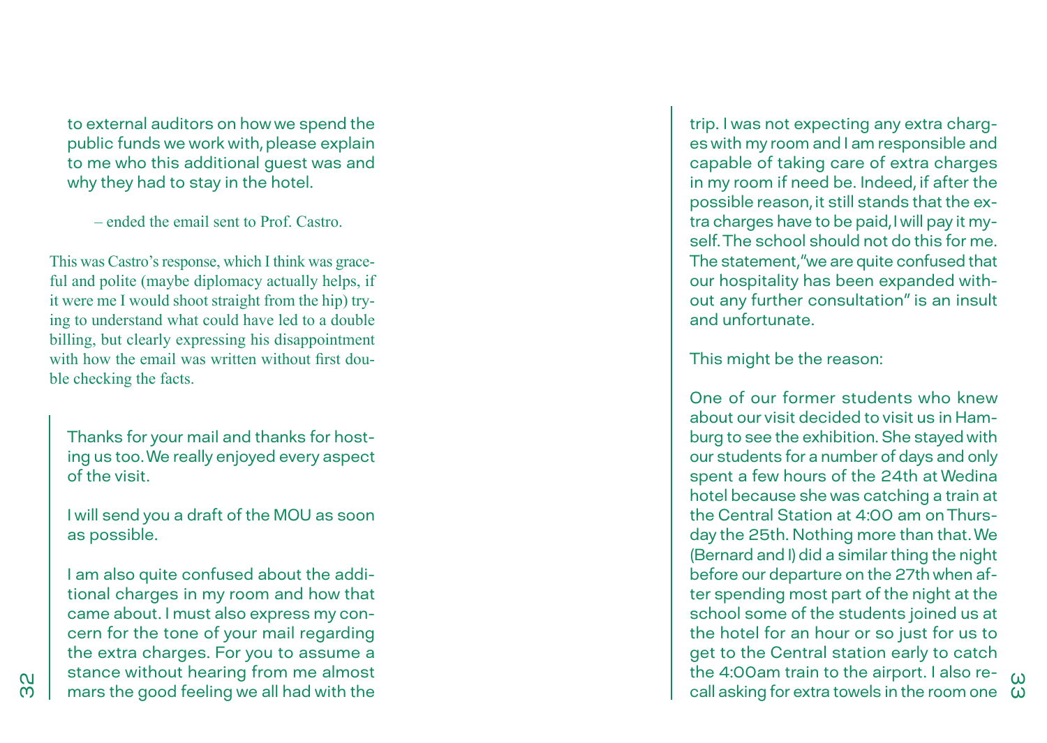to external auditors on how we spend the public funds we work with, please explain to me who this additional guest was and why they had to stay in the hotel.

– ended the email sent to Prof. Castro.

This was Castro's response, which I think was graceful and polite (maybe diplomacy actually helps, if it were me I would shoot straight from the hip) trying to understand what could have led to a double billing, but clearly expressing his disappointment with how the email was written without first double checking the facts.

> Thanks for your mail and thanks for hosting us too. We really enjoyed every aspect of the visit.
>
> I will send you a draft of the MOU as soon as possible.
>
> I am also quite confused about the additional charges in my room and how that came about. I must also express my concern for the tone of your mail regarding the extra charges. For you to assume a stance without hearing from me almost mars the good feeling we all had with the trip. I was not expecting any extra charges with my room and I am responsible and capable of taking care of extra charges in my room if need be. Indeed, if after the possible reason, it still stands that the extra charges have to be paid, I will pay it myself. The school should not do this for me. The statement, "we are quite confused that our hospitality has been expanded without any further consultation" is an insult and unfortunate.
>
> This might be the reason:
>
> One of our former students who knew about our visit decided to visit us in Hamburg to see the exhibition. She stayed with our students for a number of days and only spent a few hours of the 24th at Wedina hotel because she was catching a train at the Central Station at 4:00 am on Thursday the 25th. Nothing more than that. We (Bernard and I) did a similar thing the night before our departure on the 27th when after spending most part of the night at the school some of the students joined us at the hotel for an hour or so just for us to get to the Central station early to catch the 4:00am train to the airport. I also recall asking for extra towels in the room one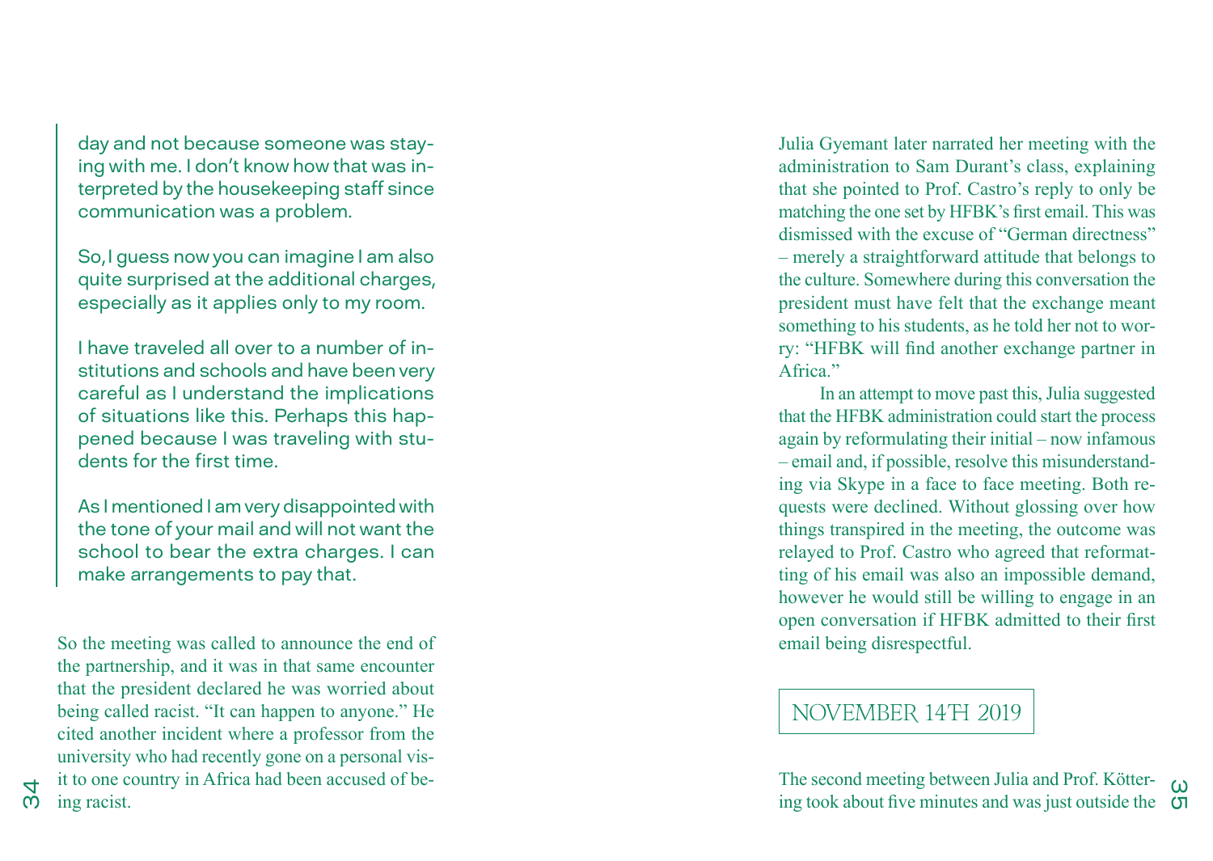> day and not because someone was staying with me. I don't know how that was interpreted by the housekeeping staff since communication was a problem.
>
> So, I guess now you can imagine I am also quite surprised at the additional charges, especially as it applies only to my room.
>
> I have traveled all over to a number of institutions and schools and have been very careful as I understand the implications of situations like this. Perhaps this happened because I was traveling with students for the first time.
>
> As I mentioned I am very disappointed with the tone of your mail and will not want the school to bear the extra charges. I can make arrangements to pay that.

So the meeting was called to announce the end of the partnership, and it was in that same encounter that the president declared he was worried about being called racist. "It can happen to anyone." He cited another incident where a professor from the university who had recently gone on a personal visit to one country in Africa had been accused of being racist.

Julia Gyemant later narrated her meeting with the administration to Sam Durant's class, explaining that she pointed to Prof. Castro's reply to only be matching the one set by HFBK's first email. This was dismissed with the excuse of "German directness" – merely a straightforward attitude that belongs to the culture. Somewhere during this conversation the president must have felt that the exchange meant something to his students, as he told her not to worry: "HFBK will find another exchange partner in Africa."

In an attempt to move past this, Julia suggested that the HFBK administration could start the process again by reformulating their initial – now infamous – email and, if possible, resolve this misunderstanding via Skype in a face to face meeting. Both requests were declined. Without glossing over how things transpired in the meeting, the outcome was relayed to Prof. Castro who agreed that reformatting of his email was also an impossible demand, however he would still be willing to engage in an open conversation if HFBK admitted to their first email being disrespectful.

## NOVEMBER 14TH 2019

The second meeting between Julia and Prof. Köttering took about five minutes and was just outside the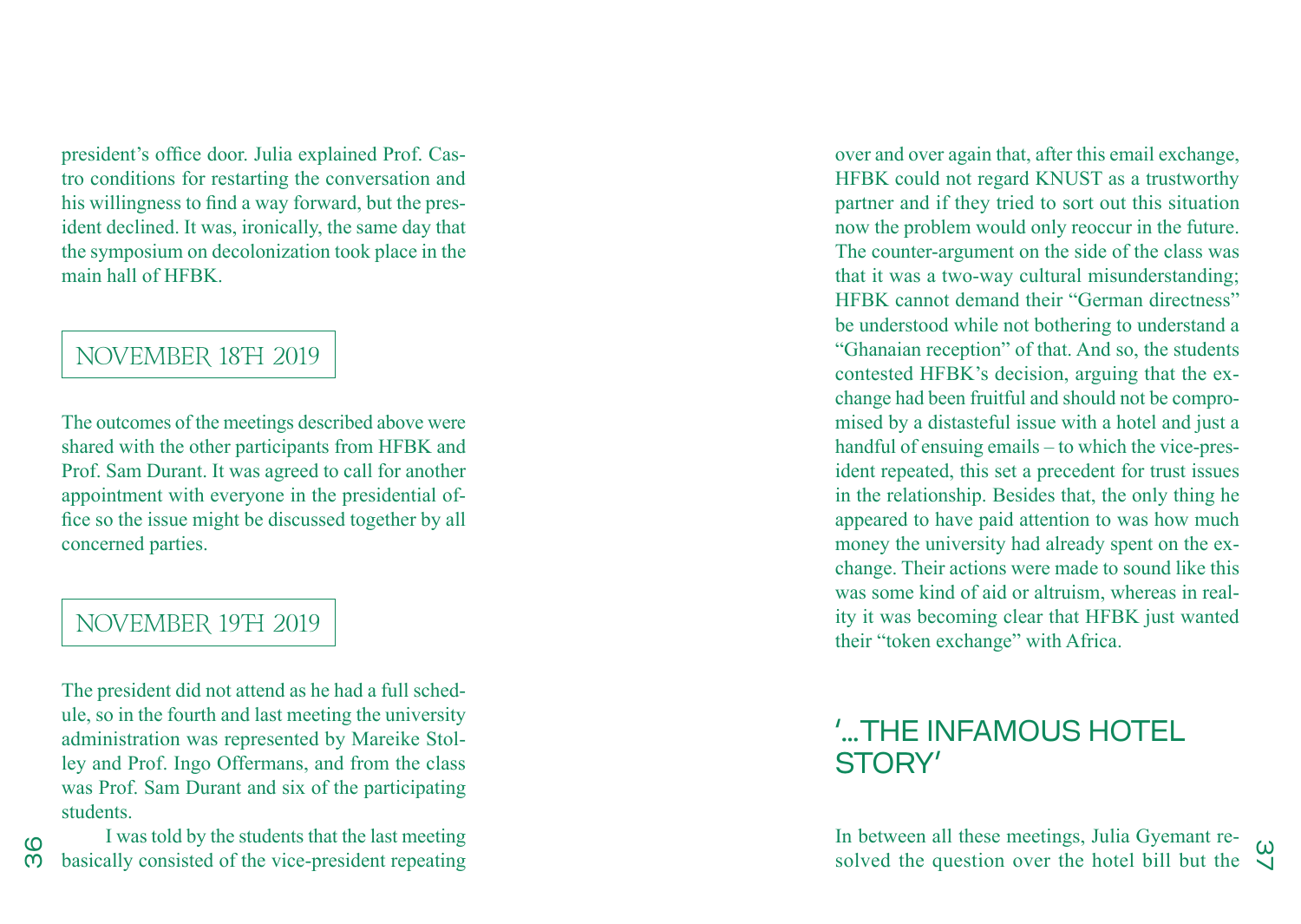president's office door. Julia explained Prof. Castro conditions for restarting the conversation and his willingness to find a way forward, but the president declined. It was, ironically, the same day that the symposium on decolonization took place in the main hall of HFBK.

## NOVEMBER 18TH 2019

The outcomes of the meetings described above were shared with the other participants from HFBK and Prof. Sam Durant. It was agreed to call for another appointment with everyone in the presidential office so the issue might be discussed together by all concerned parties.

## NOVEMBER 19TH 2019

The president did not attend as he had a full schedule, so in the fourth and last meeting the university administration was represented by Mareike Stolley and Prof. Ingo Offermans, and from the class was Prof. Sam Durant and six of the participating students.

I was told by the students that the last meeting basically consisted of the vice-president repeating over and over again that, after this email exchange, HFBK could not regard KNUST as a trustworthy partner and if they tried to sort out this situation now the problem would only reoccur in the future. The counter-argument on the side of the class was that it was a two-way cultural misunderstanding; HFBK cannot demand their "German directness" be understood while not bothering to understand a "Ghanaian reception" of that. And so, the students contested HFBK's decision, arguing that the exchange had been fruitful and should not be compromised by a distasteful issue with a hotel and just a handful of ensuing emails – to which the vice-president repeated, this set a precedent for trust issues in the relationship. Besides that, the only thing he appeared to have paid attention to was how much money the university had already spent on the exchange. Their actions were made to sound like this was some kind of aid or altruism, whereas in reality it was becoming clear that HFBK just wanted their "token exchange" with Africa.

## '...THE INFAMOUS HOTEL STORY'

In between all these meetings, Julia Gyemant resolved the question over the hotel bill but the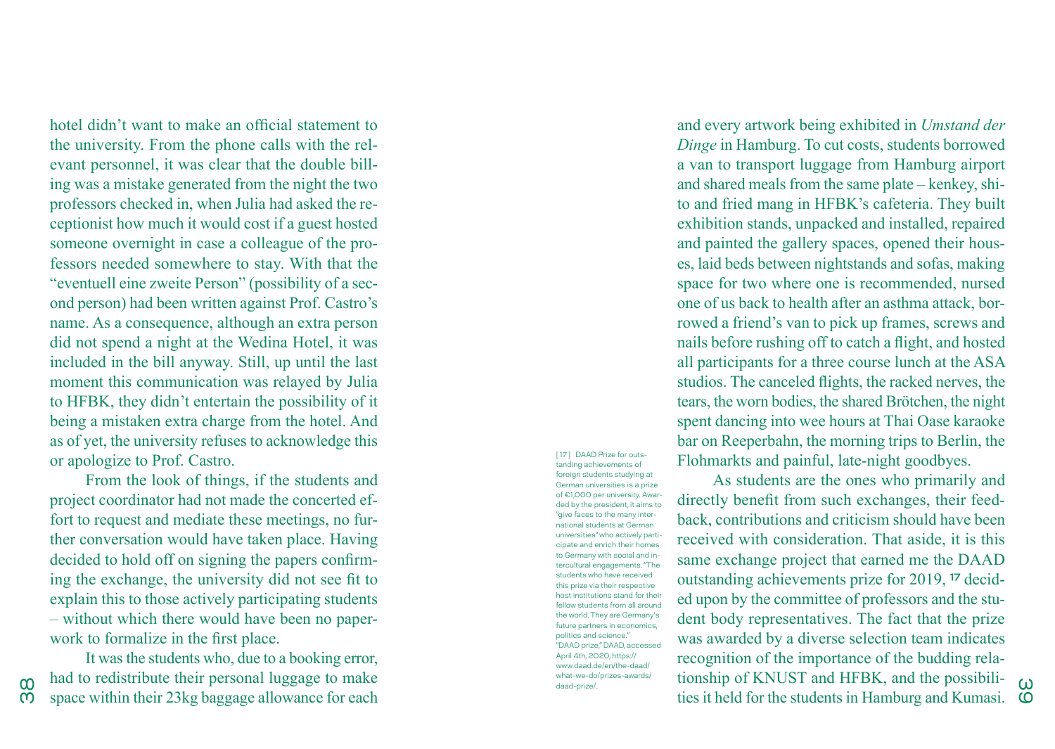hotel didn't want to make an official statement to the university. From the phone calls with the relevant personnel, it was clear that the double billing was a mistake generated from the night the two professors checked in, when Julia had asked the receptionist how much it would cost if a guest hosted someone overnight in case a colleague of the professors needed somewhere to stay. With that the "eventuell eine zweite Person" (possibility of a second person) had been written against Prof. Castro's name. As a consequence, although an extra person did not spend a night at the Wedina Hotel, it was included in the bill anyway. Still, up until the last moment this communication was relayed by Julia to HFBK, they didn't entertain the possibility of it being a mistaken extra charge from the hotel. And as of yet, the university refuses to acknowledge this or apologize to Prof. Castro.

From the look of things, if the students and project coordinator had not made the concerted effort to request and mediate these meetings, no further conversation would have taken place. Having decided to hold off on signing the papers confirming the exchange, the university did not see fit to explain this to those actively participating students – without which there would have been no paperwork to formalize in the first place.

It was the students who, due to a booking error, had to redistribute their personal luggage to make space within their 23kg baggage allowance for each and every artwork being exhibited in *Umstand der Dinge* in Hamburg. To cut costs, students borrowed a van to transport luggage from Hamburg airport and shared meals from the same plate – kenkey, shito and fried mang in HFBK's cafeteria. They built exhibition stands, unpacked and installed, repaired and painted the gallery spaces, opened their houses, laid beds between nightstands and sofas, making space for two where one is recommended, nursed one of us back to health after an asthma attack, borrowed a friend's van to pick up frames, screws and nails before rushing off to catch a flight, and hosted all participants for a three course lunch at the ASA studios. The canceled flights, the racked nerves, the tears, the worn bodies, the shared Brötchen, the night spent dancing into wee hours at Thai Oase karaoke bar on Reeperbahn, the morning trips to Berlin, the Flohmarkts and painful, late-night goodbyes.

As students are the ones who primarily and directly benefit from such exchanges, their feedback, contributions and criticism should have been received with consideration. That aside, it is this same exchange project that earned me the DAAD outstanding achievements prize for 2019, [17] decided upon by the committee of professors and the student body representatives. The fact that the prize was awarded by a diverse selection team indicates recognition of the importance of the budding relationship of KNUST and HFBK, and the possibilities it held for the students in Hamburg and Kumasi.

[17] DAAD Prize for outstanding achievements of foreign students studying at German universities is a prize of €1,000 per university. Awarded by the president, it aims to "give faces to the many international students at German universities" who actively participate and enrich their homes to Germany with social and intercultural engagements. "The students who have received this prize via their respective host institutions stand for their fellow students from all around the world. They are Germany's future partners in economics, politics and science." "DAAD prize," DAAD, accessed April 4th, 2020, https://www.daad.de/en/the-daad/what-we-do/prizes-awards/daad-prize/.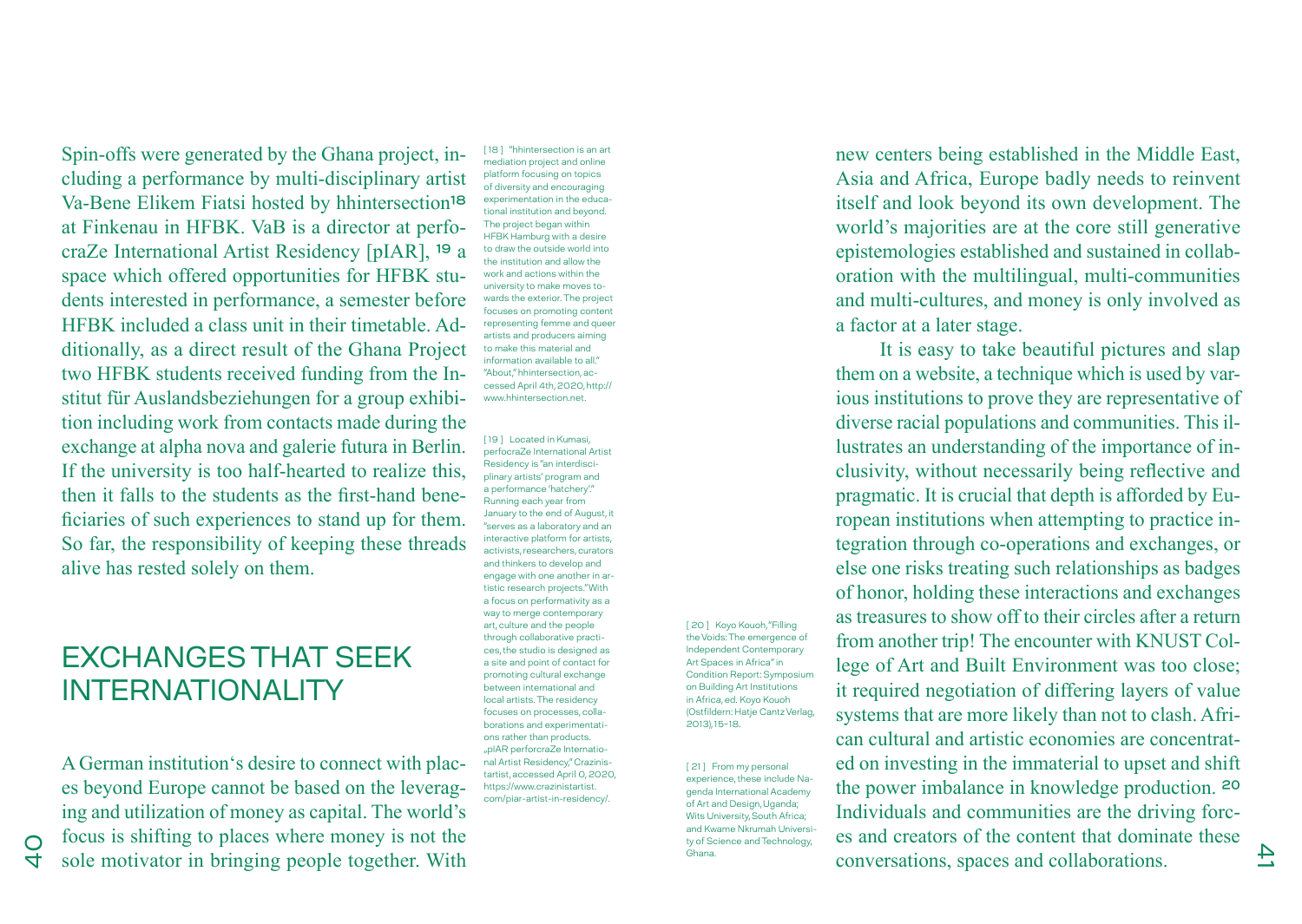Spin-offs were generated by the Ghana project, including a performance by multi-disciplinary artist Va-Bene Elikem Fiatsi hosted by hhintersection[18] at Finkenau in HFBK. VaB is a director at perfocraZe International Artist Residency [pIAR], [19] a space which offered opportunities for HFBK students interested in performance, a semester before HFBK included a class unit in their timetable. Additionally, as a direct result of the Ghana Project two HFBK students received funding from the Institut für Auslandsbeziehungen for a group exhibition including work from contacts made during the exchange at alpha nova and galerie futura in Berlin. If the university is too half-hearted to realize this, then it falls to the students as the first-hand beneficiaries of such experiences to stand up for them. So far, the responsibility of keeping these threads alive has rested solely on them.

## EXCHANGES THAT SEEK INTERNATIONALITY

A German institution's desire to connect with places beyond Europe cannot be based on the leveraging and utilization of money as capital. The world's focus is shifting to places where money is not the sole motivator in bringing people together. With new centers being established in the Middle East, Asia and Africa, Europe badly needs to reinvent itself and look beyond its own development. The world's majorities are at the core still generative epistemologies established and sustained in collaboration with the multilingual, multi-communities and multi-cultures, and money is only involved as a factor at a later stage.

It is easy to take beautiful pictures and slap them on a website, a technique which is used by various institutions to prove they are representative of diverse racial populations and communities. This illustrates an understanding of the importance of inclusivity, without necessarily being reflective and pragmatic. It is crucial that depth is afforded by European institutions when attempting to practice integration through co-operations and exchanges, or else one risks treating such relationships as badges of honor, holding these interactions and exchanges as treasures to show off to their circles after a return from another trip! The encounter with KNUST College of Art and Built Environment was too close; it required negotiation of differing layers of value systems that are more likely than not to clash. African cultural and artistic economies are concentrated on investing in the immaterial to upset and shift the power imbalance in knowledge production. [20] Individuals and communities are the driving forces and creators of the content that dominate these conversations, spaces and collaborations.

[18] "hhintersection is an art mediation project and online platform focusing on topics of diversity and encouraging experimentation in the educational institution and beyond. The project began within HFBK Hamburg with a desire to draw the outside world into the institution and allow the work and actions within the university to make moves towards the exterior. The project focuses on promoting content representing femme and queer artists and producers aiming to make this material and information available to all." "About," hhintersection, accessed April 4th, 2020, http://www.hhintersection.net.

[19] Located in Kumasi, perfocraZe International Artist Residency is "an interdisciplinary artists' program and a performance 'hatchery'." Running each year from January to the end of August, it "serves as a laboratory and an interactive platform for artists, activists, researchers, curators and thinkers to develop and engage with one another in artistic research projects." With a focus on performativity as a way to merge contemporary art, culture and the people through collaborative practices, the studio is designed as a site and point of contact for promoting cultural exchange between international and local artists. The residency focuses on processes, collaborations and experimentations rather than products. „pIAR perforcraZe International Artist Residency," Crazinistartist, accessed April 0, 2020, https://www.crazinistartist.com/piar-artist-in-residency/.

[20] Koyo Kouoh, "Filling the Voids: The emergence of Independent Contemporary Art Spaces in Africa" in Condition Report: Symposium on Building Art Institutions in Africa, ed. Koyo Kouoh (Ostfildern: Hatje Cantz Verlag, 2013), 15–18.

[21] From my personal experience, these include Nagenda International Academy of Art and Design, Uganda; Wits University, South Africa; and Kwame Nkrumah University of Science and Technology, Ghana.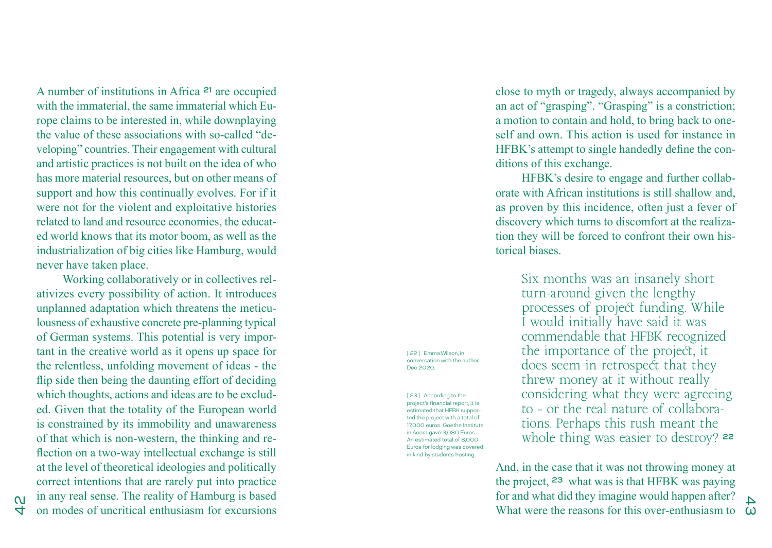A number of institutions in Africa [21] are occupied with the immaterial, the same immaterial which Europe claims to be interested in, while downplaying the value of these associations with so-called "developing" countries. Their engagement with cultural and artistic practices is not built on the idea of who has more material resources, but on other means of support and how this continually evolves. For if it were not for the violent and exploitative histories related to land and resource economies, the educated world knows that its motor boom, as well as the industrialization of big cities like Hamburg, would never have taken place.

Working collaboratively or in collectives relativizes every possibility of action. It introduces unplanned adaptation which threatens the meticulousness of exhaustive concrete pre-planning typical of German systems. This potential is very important in the creative world as it opens up space for the relentless, unfolding movement of ideas - the flip side then being the daunting effort of deciding which thoughts, actions and ideas are to be excluded. Given that the totality of the European world is constrained by its immobility and unawareness of that which is non-western, the thinking and reflection on a two-way intellectual exchange is still at the level of theoretical ideologies and politically correct intentions that are rarely put into practice in any real sense. The reality of Hamburg is based on modes of uncritical enthusiasm for excursions close to myth or tragedy, always accompanied by an act of "grasping". "Grasping" is a constriction; a motion to contain and hold, to bring back to oneself and own. This action is used for instance in HFBK's attempt to single handedly define the conditions of this exchange.

HFBK's desire to engage and further collaborate with African institutions is still shallow and, as proven by this incidence, often just a fever of discovery which turns to discomfort at the realization they will be forced to confront their own historical biases.

> Six months was an insanely short turn-around given the lengthy processes of project funding. While I would initially have said it was commendable that HFBK recognized the importance of the project, it does seem in retrospect that they threw money at it without really considering what they were agreeing to - or the real nature of collaborations. Perhaps this rush meant the whole thing was easier to destroy? [22]

And, in the case that it was not throwing money at the project, [23] what was is that HFBK was paying for and what did they imagine would happen after? What were the reasons for this over-enthusiasm to

[ 22 ] Emma Wilson, in conversation with the author, Dec 2020.

[ 23 ] According to the project's financial report, it is estimated that HFBK supported the project with a total of 17,000 euros. Goethe Institute in Accra gave 3,080 Euros. An estimated total of 8,000 Euros for lodging was covered in kind by students hosting.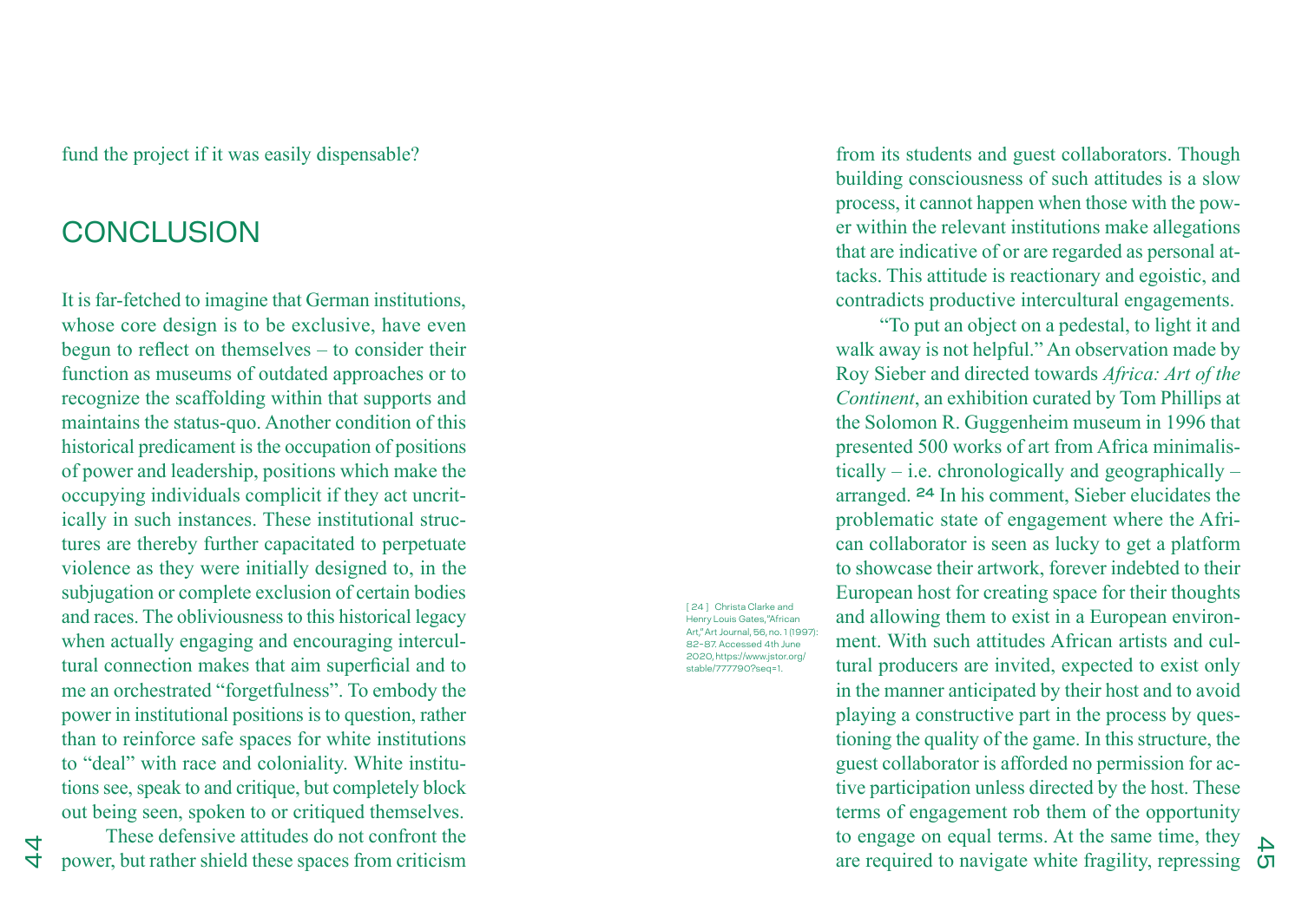fund the project if it was easily dispensable?

## CONCLUSION

It is far-fetched to imagine that German institutions, whose core design is to be exclusive, have even begun to reflect on themselves – to consider their function as museums of outdated approaches or to recognize the scaffolding within that supports and maintains the status-quo. Another condition of this historical predicament is the occupation of positions of power and leadership, positions which make the occupying individuals complicit if they act uncritically in such instances. These institutional structures are thereby further capacitated to perpetuate violence as they were initially designed to, in the subjugation or complete exclusion of certain bodies and races. The obliviousness to this historical legacy when actually engaging and encouraging intercultural connection makes that aim superficial and to me an orchestrated "forgetfulness". To embody the power in institutional positions is to question, rather than to reinforce safe spaces for white institutions to "deal" with race and coloniality. White institutions see, speak to and critique, but completely block out being seen, spoken to or critiqued themselves.

These defensive attitudes do not confront the power, but rather shield these spaces from criticism from its students and guest collaborators. Though building consciousness of such attitudes is a slow process, it cannot happen when those with the power within the relevant institutions make allegations that are indicative of or are regarded as personal attacks. This attitude is reactionary and egoistic, and contradicts productive intercultural engagements.

"To put an object on a pedestal, to light it and walk away is not helpful." An observation made by Roy Sieber and directed towards *Africa: Art of the Continent*, an exhibition curated by Tom Phillips at the Solomon R. Guggenheim museum in 1996 that presented 500 works of art from Africa minimalistically – i.e. chronologically and geographically – arranged. [24] In his comment, Sieber elucidates the problematic state of engagement where the African collaborator is seen as lucky to get a platform to showcase their artwork, forever indebted to their European host for creating space for their thoughts and allowing them to exist in a European environment. With such attitudes African artists and cultural producers are invited, expected to exist only in the manner anticipated by their host and to avoid playing a constructive part in the process by questioning the quality of the game. In this structure, the guest collaborator is afforded no permission for active participation unless directed by the host. These terms of engagement rob them of the opportunity to engage on equal terms. At the same time, they are required to navigate white fragility, repressing

[24] Christa Clarke and Henry Louis Gates, "African Art," Art Journal, 56, no. 1 (1997): 82–87. Accessed 4th June 2020, https://www.jstor.org/stable/777790?seq=1.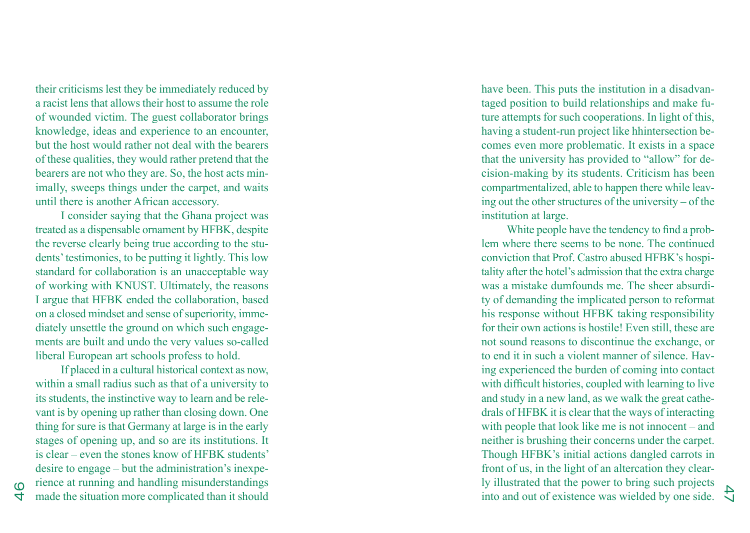their criticisms lest they be immediately reduced by a racist lens that allows their host to assume the role of wounded victim. The guest collaborator brings knowledge, ideas and experience to an encounter, but the host would rather not deal with the bearers of these qualities, they would rather pretend that the bearers are not who they are. So, the host acts minimally, sweeps things under the carpet, and waits until there is another African accessory.

I consider saying that the Ghana project was treated as a dispensable ornament by HFBK, despite the reverse clearly being true according to the students' testimonies, to be putting it lightly. This low standard for collaboration is an unacceptable way of working with KNUST. Ultimately, the reasons I argue that HFBK ended the collaboration, based on a closed mindset and sense of superiority, immediately unsettle the ground on which such engagements are built and undo the very values so-called liberal European art schools profess to hold.

If placed in a cultural historical context as now, within a small radius such as that of a university to its students, the instinctive way to learn and be relevant is by opening up rather than closing down. One thing for sure is that Germany at large is in the early stages of opening up, and so are its institutions. It is clear – even the stones know of HFBK students' desire to engage – but the administration's inexperience at running and handling misunderstandings made the situation more complicated than it should have been. This puts the institution in a disadvantaged position to build relationships and make future attempts for such cooperations. In light of this, having a student-run project like hhintersection becomes even more problematic. It exists in a space that the university has provided to "allow" for decision-making by its students. Criticism has been compartmentalized, able to happen there while leaving out the other structures of the university – of the institution at large.

White people have the tendency to find a problem where there seems to be none. The continued conviction that Prof. Castro abused HFBK's hospitality after the hotel's admission that the extra charge was a mistake dumfounds me. The sheer absurdity of demanding the implicated person to reformat his response without HFBK taking responsibility for their own actions is hostile! Even still, these are not sound reasons to discontinue the exchange, or to end it in such a violent manner of silence. Having experienced the burden of coming into contact with difficult histories, coupled with learning to live and study in a new land, as we walk the great cathedrals of HFBK it is clear that the ways of interacting with people that look like me is not innocent – and neither is brushing their concerns under the carpet. Though HFBK's initial actions dangled carrots in front of us, in the light of an altercation they clearly illustrated that the power to bring such projects into and out of existence was wielded by one side.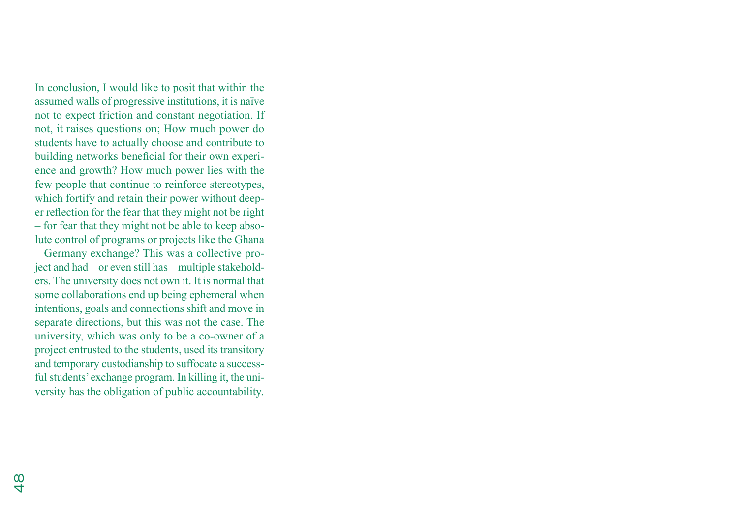In conclusion, I would like to posit that within the assumed walls of progressive institutions, it is naïve not to expect friction and constant negotiation. If not, it raises questions on; How much power do students have to actually choose and contribute to building networks beneficial for their own experience and growth? How much power lies with the few people that continue to reinforce stereotypes, which fortify and retain their power without deeper reflection for the fear that they might not be right – for fear that they might not be able to keep absolute control of programs or projects like the Ghana – Germany exchange? This was a collective project and had – or even still has – multiple stakeholders. The university does not own it. It is normal that some collaborations end up being ephemeral when intentions, goals and connections shift and move in separate directions, but this was not the case. The university, which was only to be a co-owner of a project entrusted to the students, used its transitory and temporary custodianship to suffocate a successful students' exchange program. In killing it, the university has the obligation of public accountability.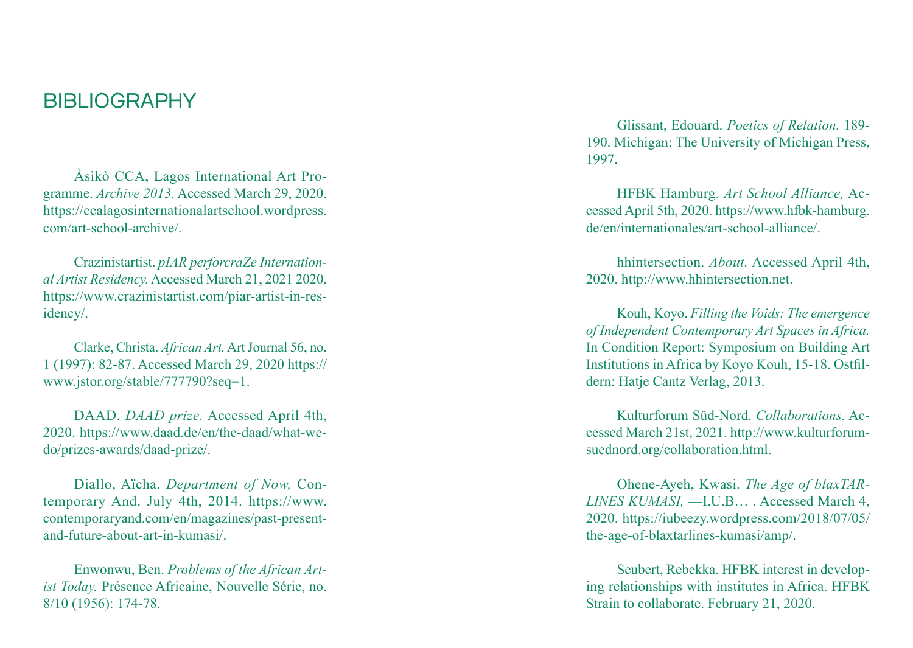# BIBLIOGRAPHY

Àsìkò CCA, Lagos International Art Programme. *Archive 2013.* Accessed March 29, 2020. https://ccalagosinternationalartschool.wordpress.com/art-school-archive/.

Crazinistartist. *pIAR perforcraZe International Artist Residency.* Accessed March 21, 2021 2020. https://www.crazinistartist.com/piar-artist-in-residency/.

Clarke, Christa. *African Art.* Art Journal 56, no. 1 (1997): 82-87. Accessed March 29, 2020 https://www.jstor.org/stable/777790?seq=1.

DAAD. *DAAD prize.* Accessed April 4th, 2020. https://www.daad.de/en/the-daad/what-we-do/prizes-awards/daad-prize/.

Diallo, Aïcha. *Department of Now,* Contemporary And. July 4th, 2014. https://www.contemporaryand.com/en/magazines/past-present-and-future-about-art-in-kumasi/.

Enwonwu, Ben. *Problems of the African Artist Today.* Présence Africaine, Nouvelle Série, no. 8/10 (1956): 174-78.

Glissant, Edouard. *Poetics of Relation.* 189-190. Michigan: The University of Michigan Press, 1997.

HFBK Hamburg. *Art School Alliance,* Accessed April 5th, 2020. https://www.hfbk-hamburg.de/en/internationales/art-school-alliance/.

hhintersection. *About.* Accessed April 4th, 2020. http://www.hhintersection.net.

Kouh, Koyo. *Filling the Voids: The emergence of Independent Contemporary Art Spaces in Africa.* In Condition Report: Symposium on Building Art Institutions in Africa by Koyo Kouh, 15-18. Ostfildern: Hatje Cantz Verlag, 2013.

Kulturforum Süd-Nord. *Collaborations.* Accessed March 21st, 2021. http://www.kulturforum-suednord.org/collaboration.html.

Ohene-Ayeh, Kwasi. *The Age of blaxTARLINES KUMASI,* —I.U.B… . Accessed March 4, 2020. https://iubeezy.wordpress.com/2018/07/05/the-age-of-blaxtarlines-kumasi/amp/.

Seubert, Rebekka. HFBK interest in developing relationships with institutes in Africa. HFBK Strain to collaborate. February 21, 2020.